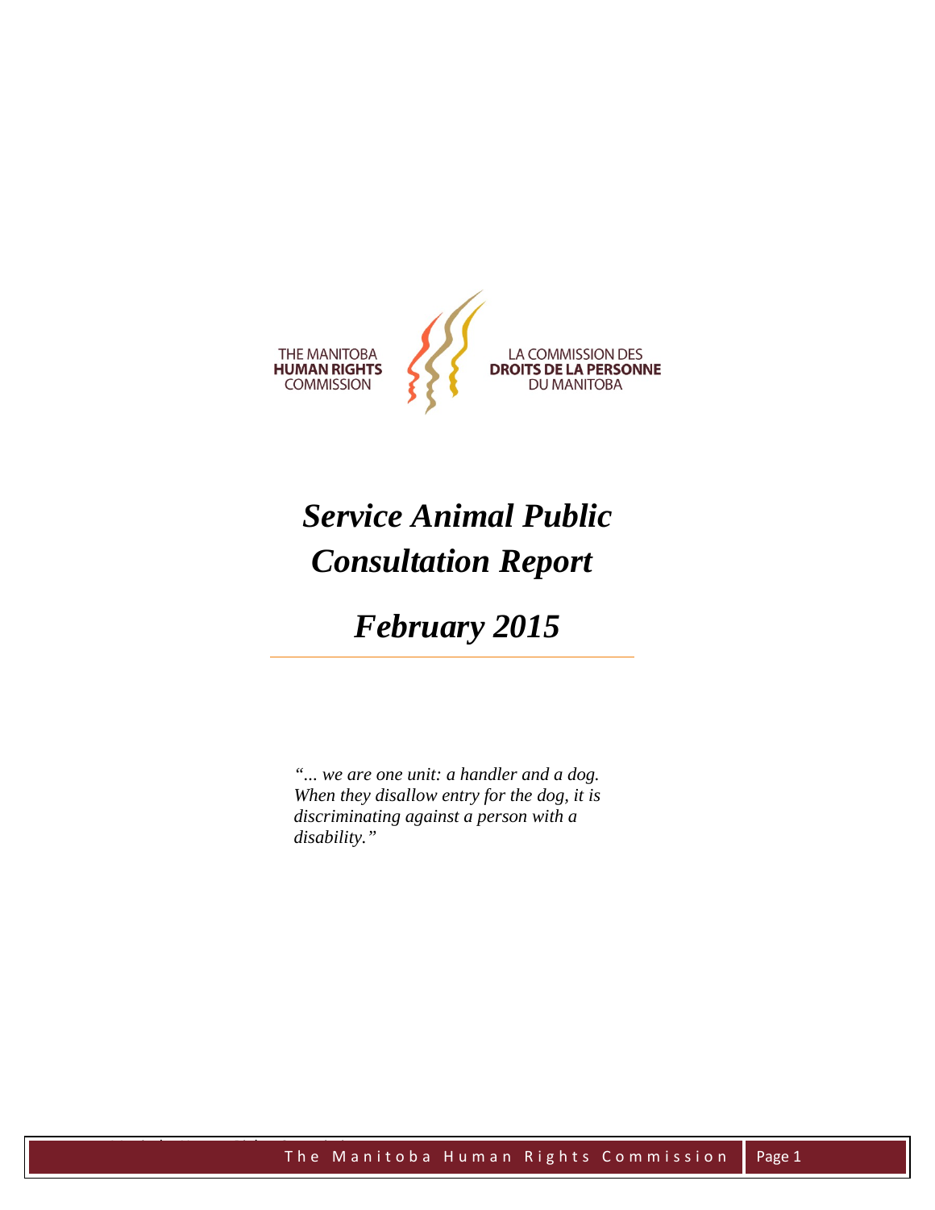THE MANITOBA **HUMAN RIGHTS** COMMISSION

LA COMMISSION DES **DROITS DE LA PERSONNE** DU MANITOBA

# *Service Animal Public Consultation Report*

# *February 2015*

*"... we are one unit: a handler and a dog. When they disallow entry for the dog, it is discriminating against a person with a disability."*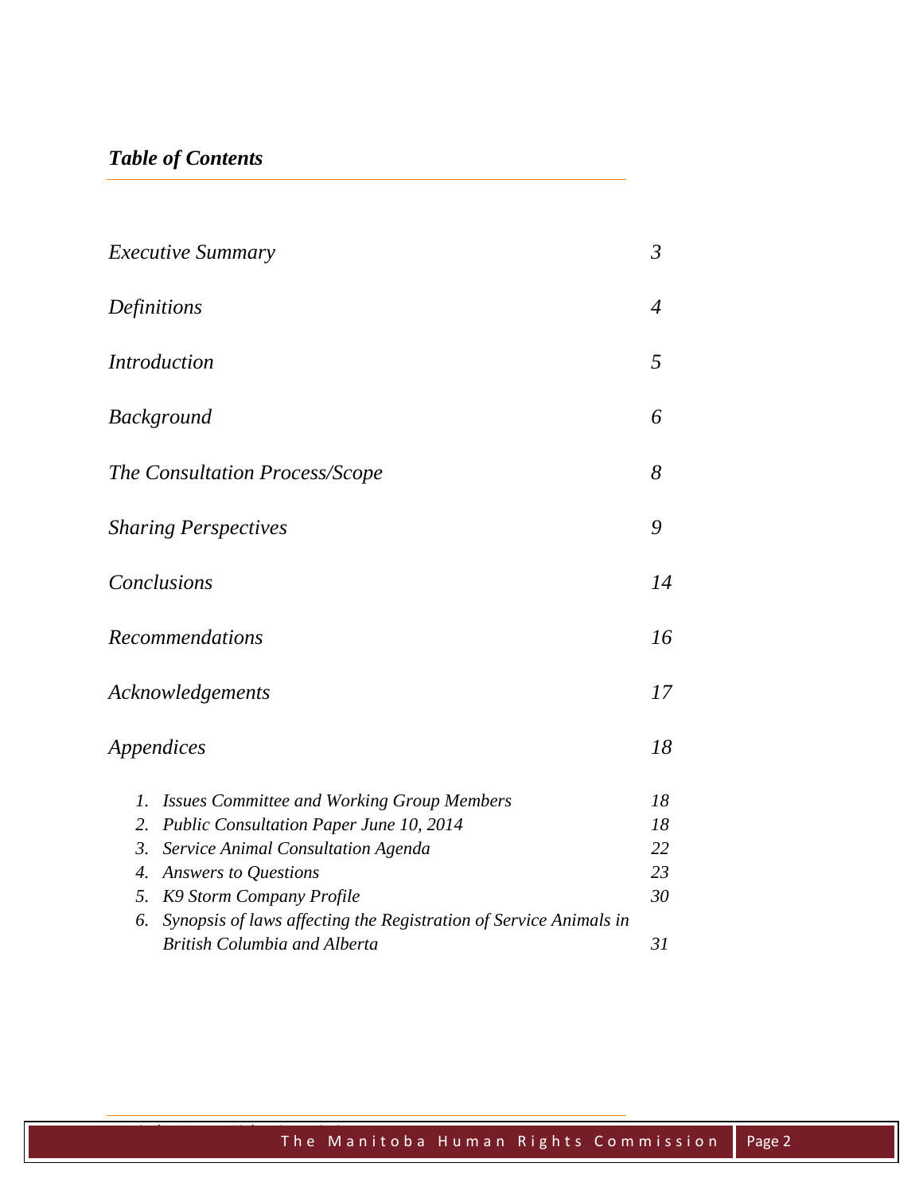## *Table of Contents*

| | |
|---|---|
| *Executive Summary* | *3* |
| *Definitions* | *4* |
| *Introduction* | *5* |
| *Background* | *6* |
| *The Consultation Process/Scope* | *8* |
| *Sharing Perspectives* | *9* |
| *Conclusions* | *14* |
| *Recommendations* | *16* |
| *Acknowledgements* | *17* |
| *Appendices* | *18* |
| *1. Issues Committee and Working Group Members* | *18* |
| *2. Public Consultation Paper June 10, 2014* | *18* |
| *3. Service Animal Consultation Agenda* | *22* |
| *4. Answers to Questions* | *23* |
| *5. K9 Storm Company Profile* | *30* |
| *6. Synopsis of laws affecting the Registration of Service Animals in British Columbia and Alberta* | *31* |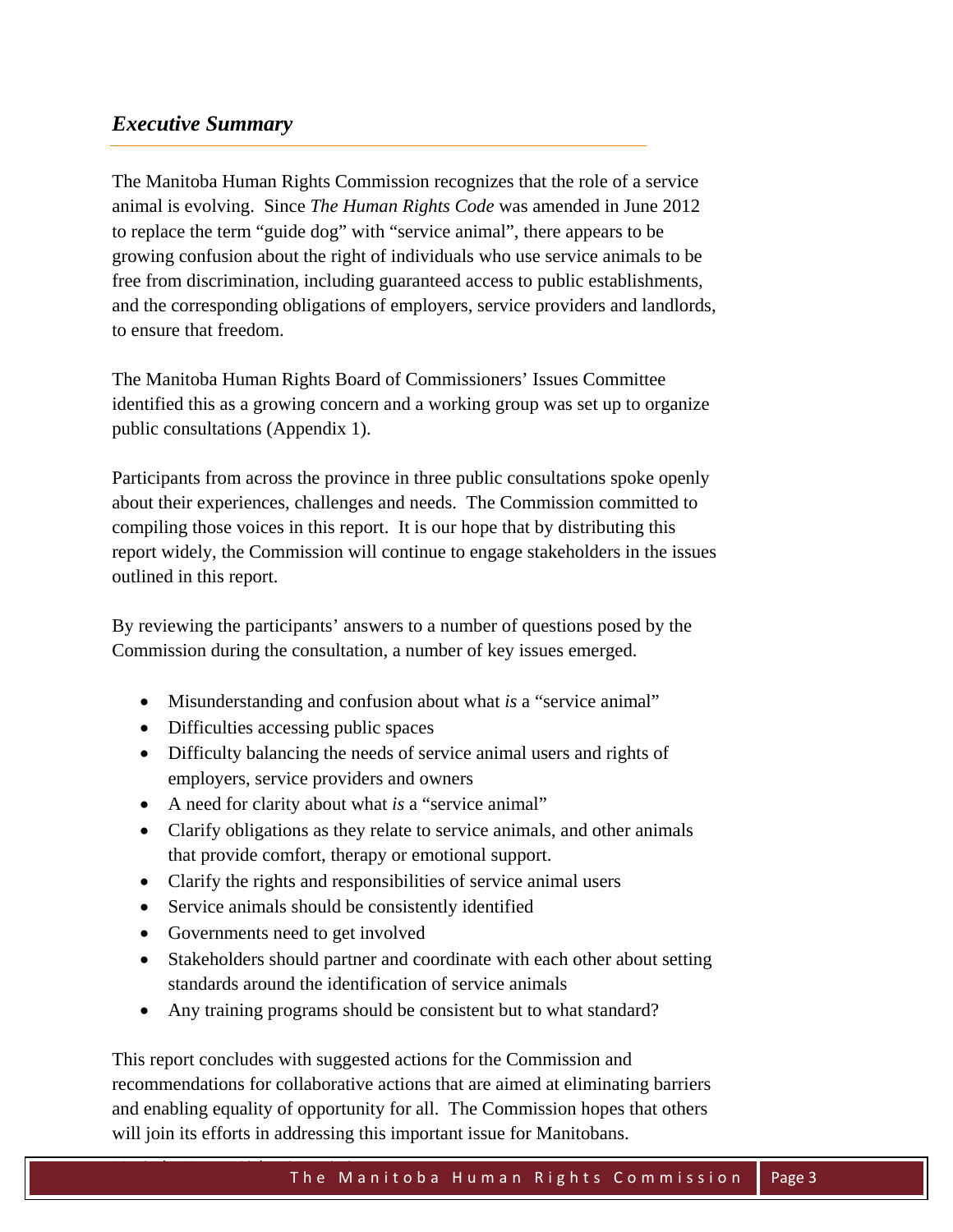## *Executive Summary*

The Manitoba Human Rights Commission recognizes that the role of a service animal is evolving. Since *The Human Rights Code* was amended in June 2012 to replace the term "guide dog" with "service animal", there appears to be growing confusion about the right of individuals who use service animals to be free from discrimination, including guaranteed access to public establishments, and the corresponding obligations of employers, service providers and landlords, to ensure that freedom.

The Manitoba Human Rights Board of Commissioners' Issues Committee identified this as a growing concern and a working group was set up to organize public consultations (Appendix 1).

Participants from across the province in three public consultations spoke openly about their experiences, challenges and needs. The Commission committed to compiling those voices in this report. It is our hope that by distributing this report widely, the Commission will continue to engage stakeholders in the issues outlined in this report.

By reviewing the participants' answers to a number of questions posed by the Commission during the consultation, a number of key issues emerged.

- Misunderstanding and confusion about what *is* a "service animal"
- Difficulties accessing public spaces
- Difficulty balancing the needs of service animal users and rights of employers, service providers and owners
- A need for clarity about what *is* a "service animal"
- Clarify obligations as they relate to service animals, and other animals that provide comfort, therapy or emotional support.
- Clarify the rights and responsibilities of service animal users
- Service animals should be consistently identified
- Governments need to get involved
- Stakeholders should partner and coordinate with each other about setting standards around the identification of service animals
- Any training programs should be consistent but to what standard?

This report concludes with suggested actions for the Commission and recommendations for collaborative actions that are aimed at eliminating barriers and enabling equality of opportunity for all. The Commission hopes that others will join its efforts in addressing this important issue for Manitobans.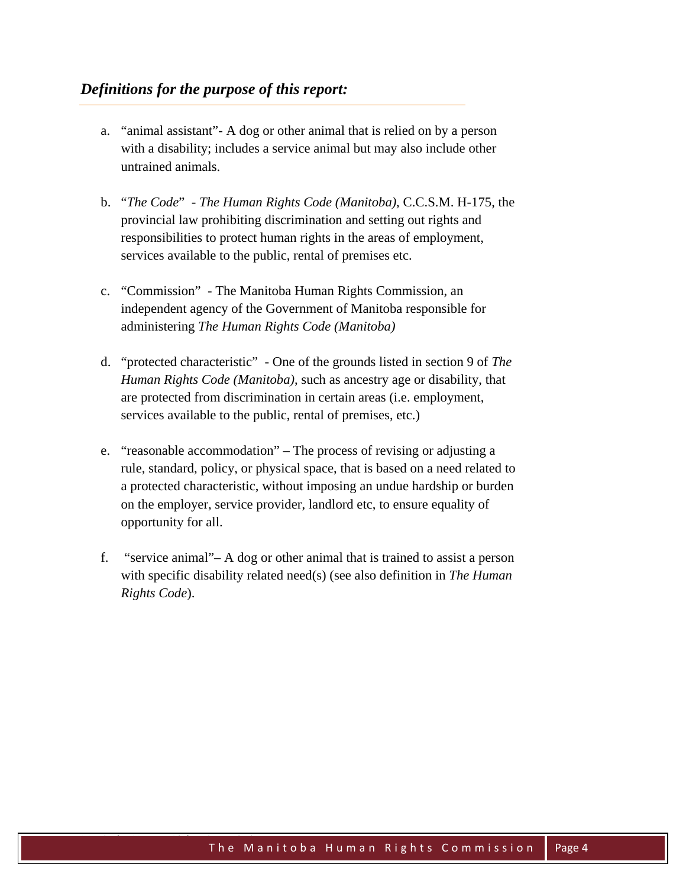## *Definitions for the purpose of this report:*

a. "animal assistant"- A dog or other animal that is relied on by a person with a disability; includes a service animal but may also include other untrained animals.

b. "*The Code*" - *The Human Rights Code (Manitoba)*, C.C.S.M. H-175, the provincial law prohibiting discrimination and setting out rights and responsibilities to protect human rights in the areas of employment, services available to the public, rental of premises etc.

c. "Commission" - The Manitoba Human Rights Commission, an independent agency of the Government of Manitoba responsible for administering *The Human Rights Code (Manitoba)*

d. "protected characteristic" - One of the grounds listed in section 9 of *The Human Rights Code (Manitoba)*, such as ancestry age or disability, that are protected from discrimination in certain areas (i.e. employment, services available to the public, rental of premises, etc.)

e. "reasonable accommodation" – The process of revising or adjusting a rule, standard, policy, or physical space, that is based on a need related to a protected characteristic, without imposing an undue hardship or burden on the employer, service provider, landlord etc, to ensure equality of opportunity for all.

f. "service animal"– A dog or other animal that is trained to assist a person with specific disability related need(s) (see also definition in *The Human Rights Code*).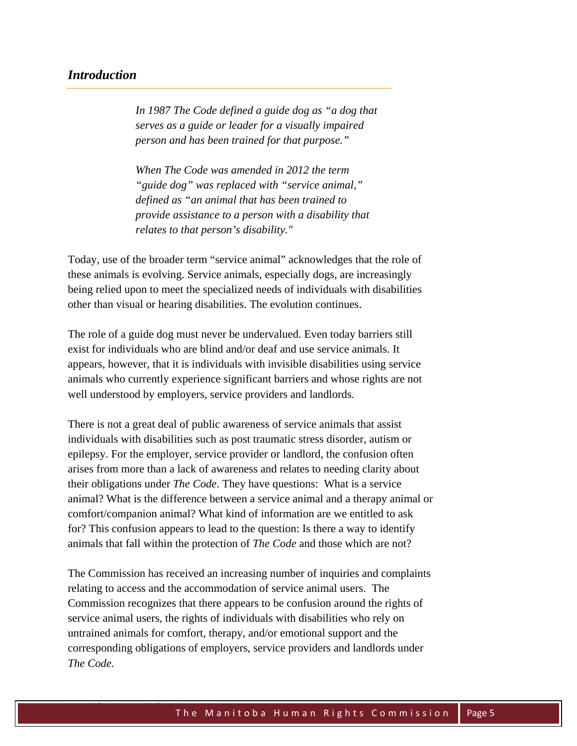## *Introduction*

> *In 1987 The Code defined a guide dog as "a dog that serves as a guide or leader for a visually impaired person and has been trained for that purpose."*
>
> *When The Code was amended in 2012 the term "guide dog" was replaced with "service animal," defined as "an animal that has been trained to provide assistance to a person with a disability that relates to that person's disability."*

Today, use of the broader term "service animal" acknowledges that the role of these animals is evolving. Service animals, especially dogs, are increasingly being relied upon to meet the specialized needs of individuals with disabilities other than visual or hearing disabilities. The evolution continues.

The role of a guide dog must never be undervalued. Even today barriers still exist for individuals who are blind and/or deaf and use service animals. It appears, however, that it is individuals with invisible disabilities using service animals who currently experience significant barriers and whose rights are not well understood by employers, service providers and landlords.

There is not a great deal of public awareness of service animals that assist individuals with disabilities such as post traumatic stress disorder, autism or epilepsy. For the employer, service provider or landlord, the confusion often arises from more than a lack of awareness and relates to needing clarity about their obligations under *The Code*. They have questions: What is a service animal? What is the difference between a service animal and a therapy animal or comfort/companion animal? What kind of information are we entitled to ask for? This confusion appears to lead to the question: Is there a way to identify animals that fall within the protection of *The Code* and those which are not?

The Commission has received an increasing number of inquiries and complaints relating to access and the accommodation of service animal users. The Commission recognizes that there appears to be confusion around the rights of service animal users, the rights of individuals with disabilities who rely on untrained animals for comfort, therapy, and/or emotional support and the corresponding obligations of employers, service providers and landlords under *The Code.*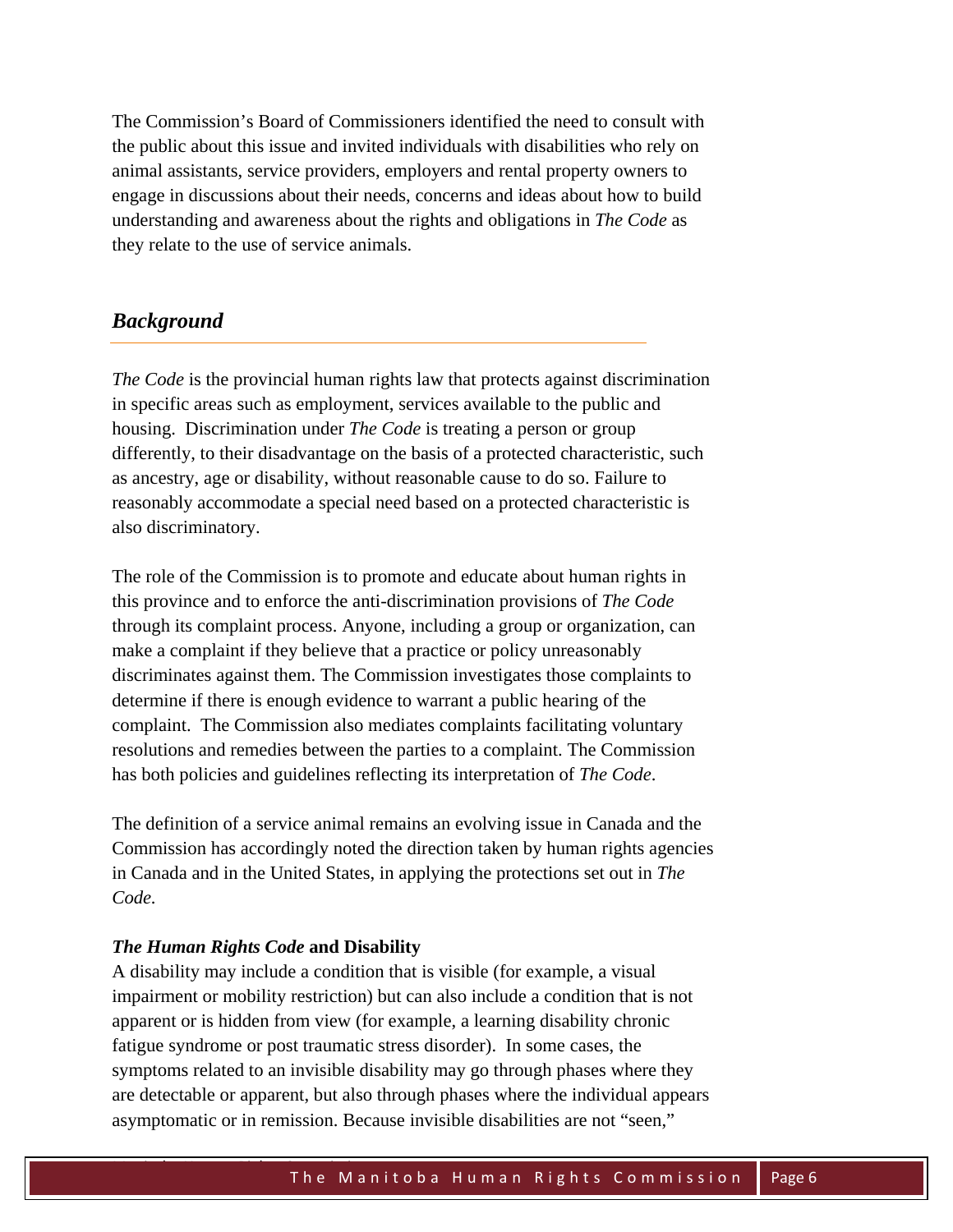The Commission's Board of Commissioners identified the need to consult with the public about this issue and invited individuals with disabilities who rely on animal assistants, service providers, employers and rental property owners to engage in discussions about their needs, concerns and ideas about how to build understanding and awareness about the rights and obligations in *The Code* as they relate to the use of service animals.

## *Background*

*The Code* is the provincial human rights law that protects against discrimination in specific areas such as employment, services available to the public and housing. Discrimination under *The Code* is treating a person or group differently, to their disadvantage on the basis of a protected characteristic, such as ancestry, age or disability, without reasonable cause to do so. Failure to reasonably accommodate a special need based on a protected characteristic is also discriminatory.

The role of the Commission is to promote and educate about human rights in this province and to enforce the anti-discrimination provisions of *The Code* through its complaint process. Anyone, including a group or organization, can make a complaint if they believe that a practice or policy unreasonably discriminates against them. The Commission investigates those complaints to determine if there is enough evidence to warrant a public hearing of the complaint. The Commission also mediates complaints facilitating voluntary resolutions and remedies between the parties to a complaint. The Commission has both policies and guidelines reflecting its interpretation of *The Code*.

The definition of a service animal remains an evolving issue in Canada and the Commission has accordingly noted the direction taken by human rights agencies in Canada and in the United States, in applying the protections set out in *The Code.*

### ***The Human Rights Code* and Disability**

A disability may include a condition that is visible (for example, a visual impairment or mobility restriction) but can also include a condition that is not apparent or is hidden from view (for example, a learning disability chronic fatigue syndrome or post traumatic stress disorder). In some cases, the symptoms related to an invisible disability may go through phases where they are detectable or apparent, but also through phases where the individual appears asymptomatic or in remission. Because invisible disabilities are not "seen,"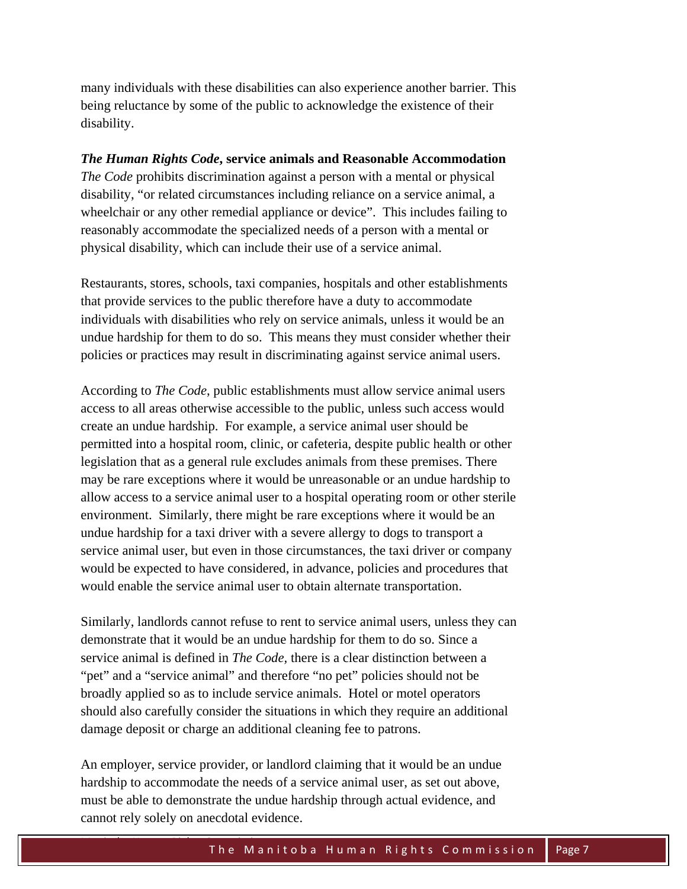many individuals with these disabilities can also experience another barrier. This being reluctance by some of the public to acknowledge the existence of their disability.

***The Human Rights Code*, service animals and Reasonable Accommodation**

*The Code* prohibits discrimination against a person with a mental or physical disability, "or related circumstances including reliance on a service animal, a wheelchair or any other remedial appliance or device". This includes failing to reasonably accommodate the specialized needs of a person with a mental or physical disability, which can include their use of a service animal.

Restaurants, stores, schools, taxi companies, hospitals and other establishments that provide services to the public therefore have a duty to accommodate individuals with disabilities who rely on service animals, unless it would be an undue hardship for them to do so. This means they must consider whether their policies or practices may result in discriminating against service animal users.

According to *The Code*, public establishments must allow service animal users access to all areas otherwise accessible to the public, unless such access would create an undue hardship. For example, a service animal user should be permitted into a hospital room, clinic, or cafeteria, despite public health or other legislation that as a general rule excludes animals from these premises. There may be rare exceptions where it would be unreasonable or an undue hardship to allow access to a service animal user to a hospital operating room or other sterile environment. Similarly, there might be rare exceptions where it would be an undue hardship for a taxi driver with a severe allergy to dogs to transport a service animal user, but even in those circumstances, the taxi driver or company would be expected to have considered, in advance, policies and procedures that would enable the service animal user to obtain alternate transportation.

Similarly, landlords cannot refuse to rent to service animal users, unless they can demonstrate that it would be an undue hardship for them to do so. Since a service animal is defined in *The Code*, there is a clear distinction between a "pet" and a "service animal" and therefore "no pet" policies should not be broadly applied so as to include service animals. Hotel or motel operators should also carefully consider the situations in which they require an additional damage deposit or charge an additional cleaning fee to patrons.

An employer, service provider, or landlord claiming that it would be an undue hardship to accommodate the needs of a service animal user, as set out above, must be able to demonstrate the undue hardship through actual evidence, and cannot rely solely on anecdotal evidence.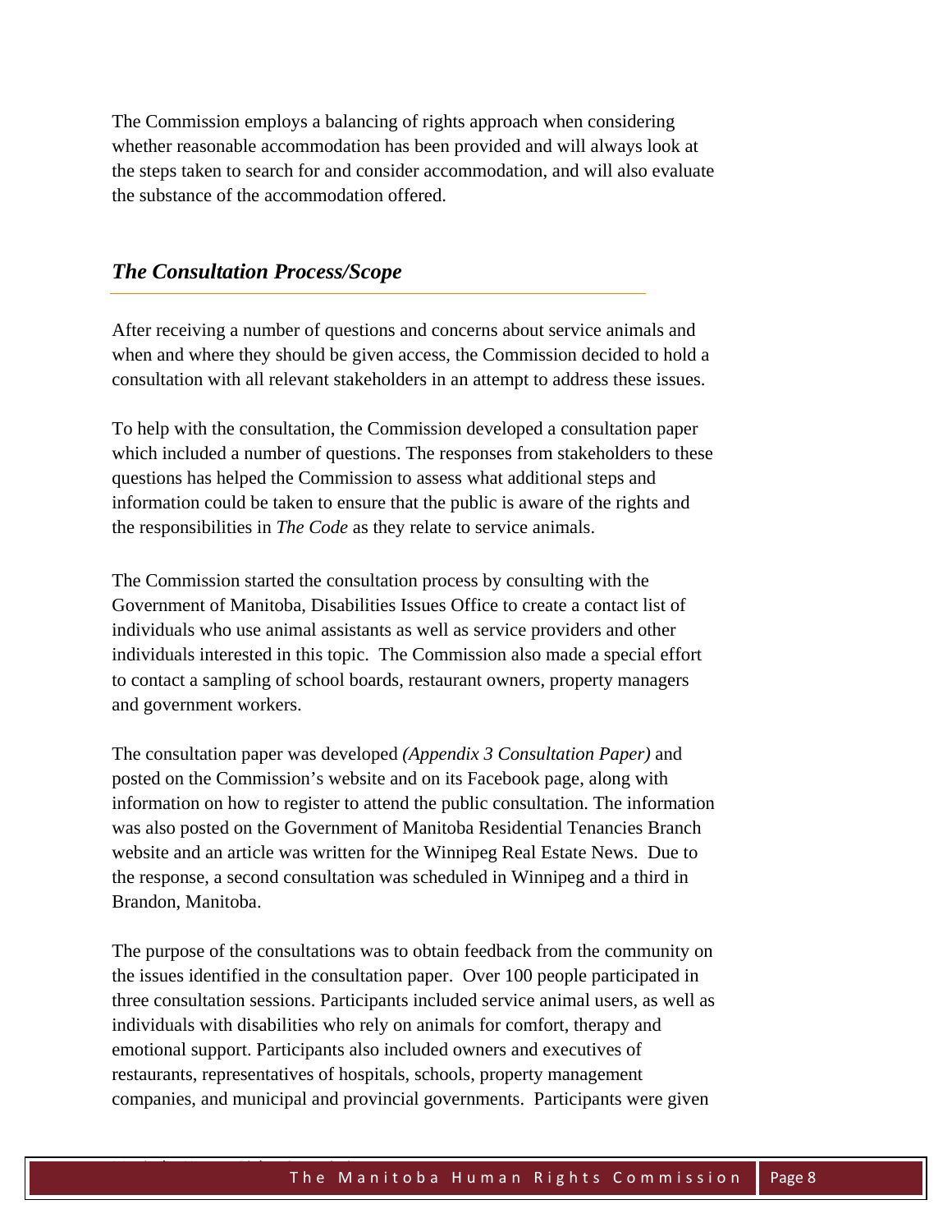The Commission employs a balancing of rights approach when considering whether reasonable accommodation has been provided and will always look at the steps taken to search for and consider accommodation, and will also evaluate the substance of the accommodation offered.

## *The Consultation Process/Scope*

After receiving a number of questions and concerns about service animals and when and where they should be given access, the Commission decided to hold a consultation with all relevant stakeholders in an attempt to address these issues.

To help with the consultation, the Commission developed a consultation paper which included a number of questions. The responses from stakeholders to these questions has helped the Commission to assess what additional steps and information could be taken to ensure that the public is aware of the rights and the responsibilities in *The Code* as they relate to service animals.

The Commission started the consultation process by consulting with the Government of Manitoba, Disabilities Issues Office to create a contact list of individuals who use animal assistants as well as service providers and other individuals interested in this topic. The Commission also made a special effort to contact a sampling of school boards, restaurant owners, property managers and government workers.

The consultation paper was developed *(Appendix 3 Consultation Paper)* and posted on the Commission's website and on its Facebook page, along with information on how to register to attend the public consultation. The information was also posted on the Government of Manitoba Residential Tenancies Branch website and an article was written for the Winnipeg Real Estate News. Due to the response, a second consultation was scheduled in Winnipeg and a third in Brandon, Manitoba.

The purpose of the consultations was to obtain feedback from the community on the issues identified in the consultation paper. Over 100 people participated in three consultation sessions. Participants included service animal users, as well as individuals with disabilities who rely on animals for comfort, therapy and emotional support. Participants also included owners and executives of restaurants, representatives of hospitals, schools, property management companies, and municipal and provincial governments. Participants were given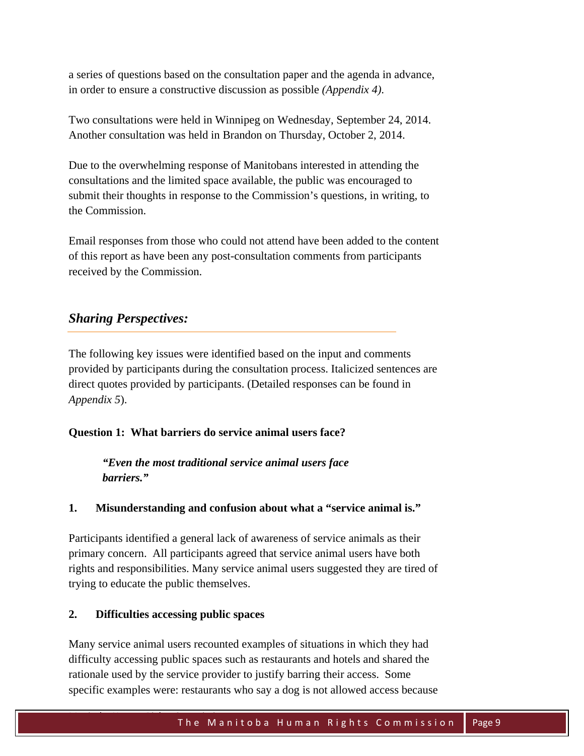a series of questions based on the consultation paper and the agenda in advance, in order to ensure a constructive discussion as possible *(Appendix 4)*.

Two consultations were held in Winnipeg on Wednesday, September 24, 2014. Another consultation was held in Brandon on Thursday, October 2, 2014.

Due to the overwhelming response of Manitobans interested in attending the consultations and the limited space available, the public was encouraged to submit their thoughts in response to the Commission's questions, in writing, to the Commission.

Email responses from those who could not attend have been added to the content of this report as have been any post-consultation comments from participants received by the Commission.

## *Sharing Perspectives:*

The following key issues were identified based on the input and comments provided by participants during the consultation process. Italicized sentences are direct quotes provided by participants. (Detailed responses can be found in *Appendix 5*).

**Question 1: What barriers do service animal users face?**

> ***"Even the most traditional service animal users face barriers."***

**1. Misunderstanding and confusion about what a "service animal is."**

Participants identified a general lack of awareness of service animals as their primary concern. All participants agreed that service animal users have both rights and responsibilities. Many service animal users suggested they are tired of trying to educate the public themselves.

**2. Difficulties accessing public spaces**

Many service animal users recounted examples of situations in which they had difficulty accessing public spaces such as restaurants and hotels and shared the rationale used by the service provider to justify barring their access. Some specific examples were: restaurants who say a dog is not allowed access because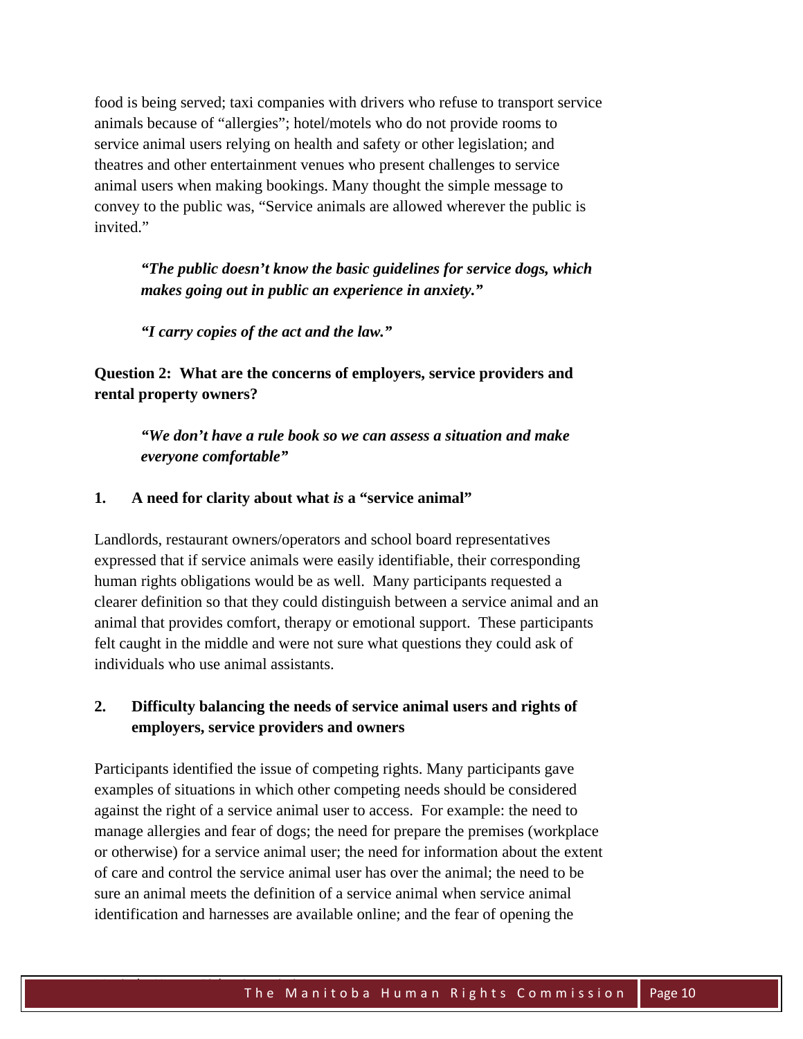food is being served; taxi companies with drivers who refuse to transport service animals because of "allergies"; hotel/motels who do not provide rooms to service animal users relying on health and safety or other legislation; and theatres and other entertainment venues who present challenges to service animal users when making bookings. Many thought the simple message to convey to the public was, "Service animals are allowed wherever the public is invited."

> ***"The public doesn't know the basic guidelines for service dogs, which makes going out in public an experience in anxiety."***
>
> ***"I carry copies of the act and the law."***

**Question 2: What are the concerns of employers, service providers and rental property owners?**

> ***"We don't have a rule book so we can assess a situation and make everyone comfortable"***

**1. A need for clarity about what *is* a "service animal"**

Landlords, restaurant owners/operators and school board representatives expressed that if service animals were easily identifiable, their corresponding human rights obligations would be as well. Many participants requested a clearer definition so that they could distinguish between a service animal and an animal that provides comfort, therapy or emotional support. These participants felt caught in the middle and were not sure what questions they could ask of individuals who use animal assistants.

**2. Difficulty balancing the needs of service animal users and rights of employers, service providers and owners**

Participants identified the issue of competing rights. Many participants gave examples of situations in which other competing needs should be considered against the right of a service animal user to access. For example: the need to manage allergies and fear of dogs; the need for prepare the premises (workplace or otherwise) for a service animal user; the need for information about the extent of care and control the service animal user has over the animal; the need to be sure an animal meets the definition of a service animal when service animal identification and harnesses are available online; and the fear of opening the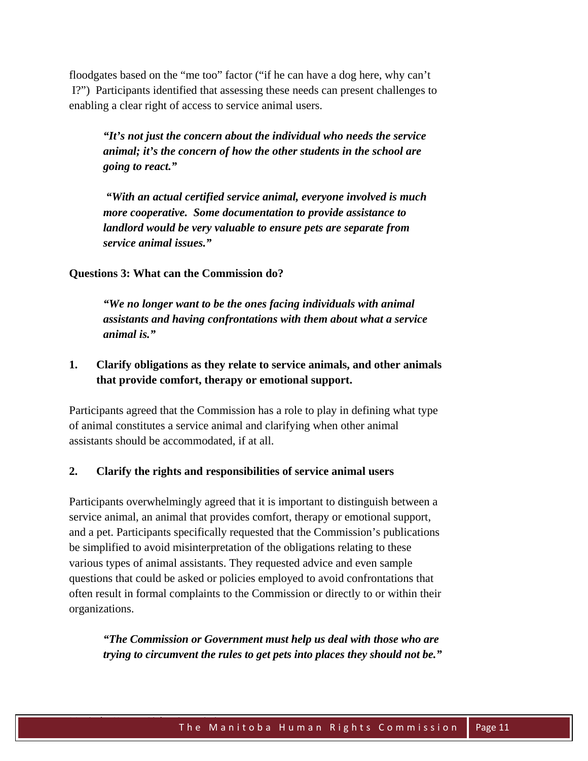floodgates based on the "me too" factor ("if he can have a dog here, why can't I?") Participants identified that assessing these needs can present challenges to enabling a clear right of access to service animal users.

> ***"It's not just the concern about the individual who needs the service animal; it's the concern of how the other students in the school are going to react."***

> ***"With an actual certified service animal, everyone involved is much more cooperative. Some documentation to provide assistance to landlord would be very valuable to ensure pets are separate from service animal issues."***

**Questions 3: What can the Commission do?**

> ***"We no longer want to be the ones facing individuals with animal assistants and having confrontations with them about what a service animal is."***

**1. Clarify obligations as they relate to service animals, and other animals that provide comfort, therapy or emotional support.**

Participants agreed that the Commission has a role to play in defining what type of animal constitutes a service animal and clarifying when other animal assistants should be accommodated, if at all.

**2. Clarify the rights and responsibilities of service animal users**

Participants overwhelmingly agreed that it is important to distinguish between a service animal, an animal that provides comfort, therapy or emotional support, and a pet. Participants specifically requested that the Commission's publications be simplified to avoid misinterpretation of the obligations relating to these various types of animal assistants. They requested advice and even sample questions that could be asked or policies employed to avoid confrontations that often result in formal complaints to the Commission or directly to or within their organizations.

> ***"The Commission or Government must help us deal with those who are trying to circumvent the rules to get pets into places they should not be."***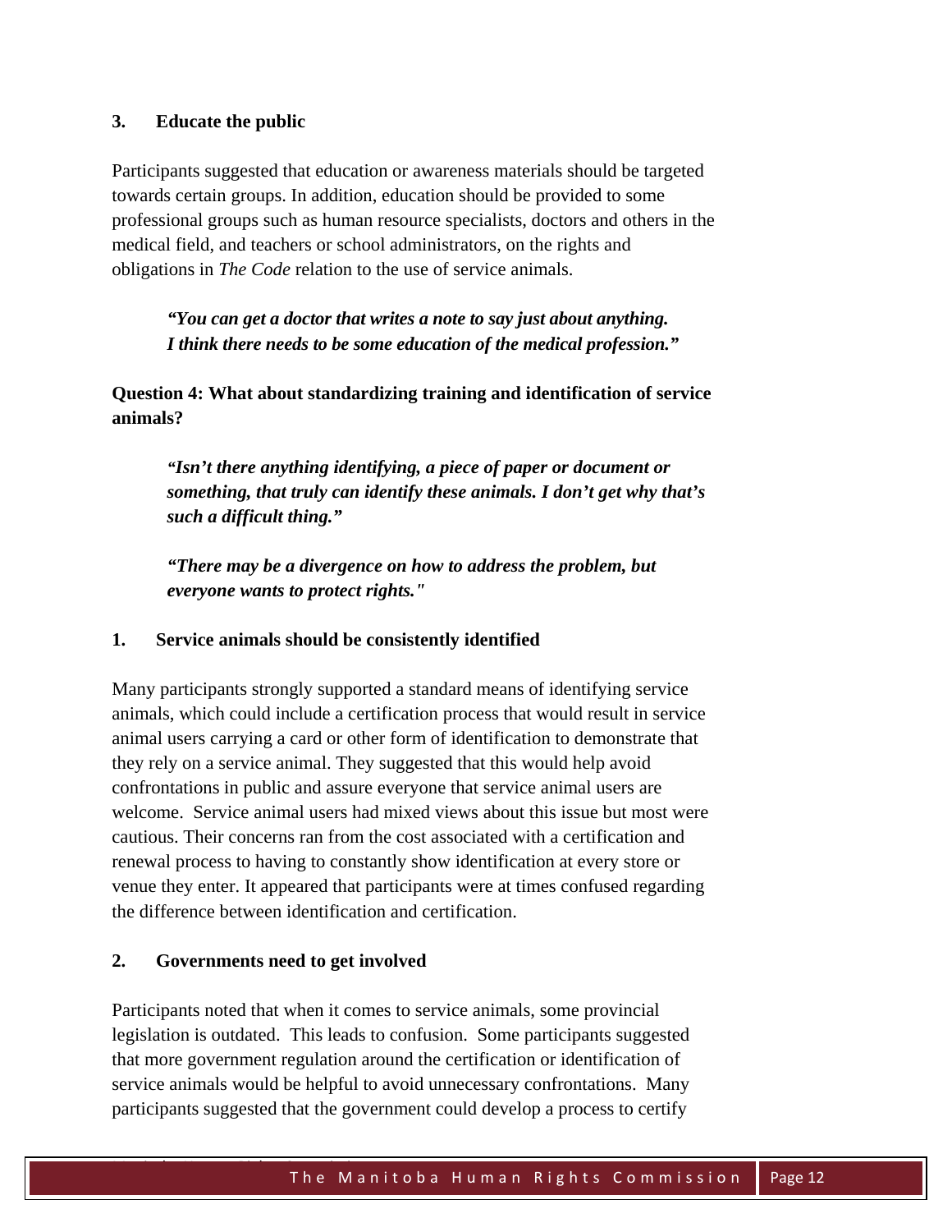**3. Educate the public**

Participants suggested that education or awareness materials should be targeted towards certain groups. In addition, education should be provided to some professional groups such as human resource specialists, doctors and others in the medical field, and teachers or school administrators, on the rights and obligations in *The Code* relation to the use of service animals.

> ***"You can get a doctor that writes a note to say just about anything. I think there needs to be some education of the medical profession."***

**Question 4: What about standardizing training and identification of service animals?**

> ***"Isn't there anything identifying, a piece of paper or document or something, that truly can identify these animals. I don't get why that's such a difficult thing."***

> ***"There may be a divergence on how to address the problem, but everyone wants to protect rights."***

**1. Service animals should be consistently identified**

Many participants strongly supported a standard means of identifying service animals, which could include a certification process that would result in service animal users carrying a card or other form of identification to demonstrate that they rely on a service animal. They suggested that this would help avoid confrontations in public and assure everyone that service animal users are welcome. Service animal users had mixed views about this issue but most were cautious. Their concerns ran from the cost associated with a certification and renewal process to having to constantly show identification at every store or venue they enter. It appeared that participants were at times confused regarding the difference between identification and certification.

**2. Governments need to get involved**

Participants noted that when it comes to service animals, some provincial legislation is outdated. This leads to confusion. Some participants suggested that more government regulation around the certification or identification of service animals would be helpful to avoid unnecessary confrontations. Many participants suggested that the government could develop a process to certify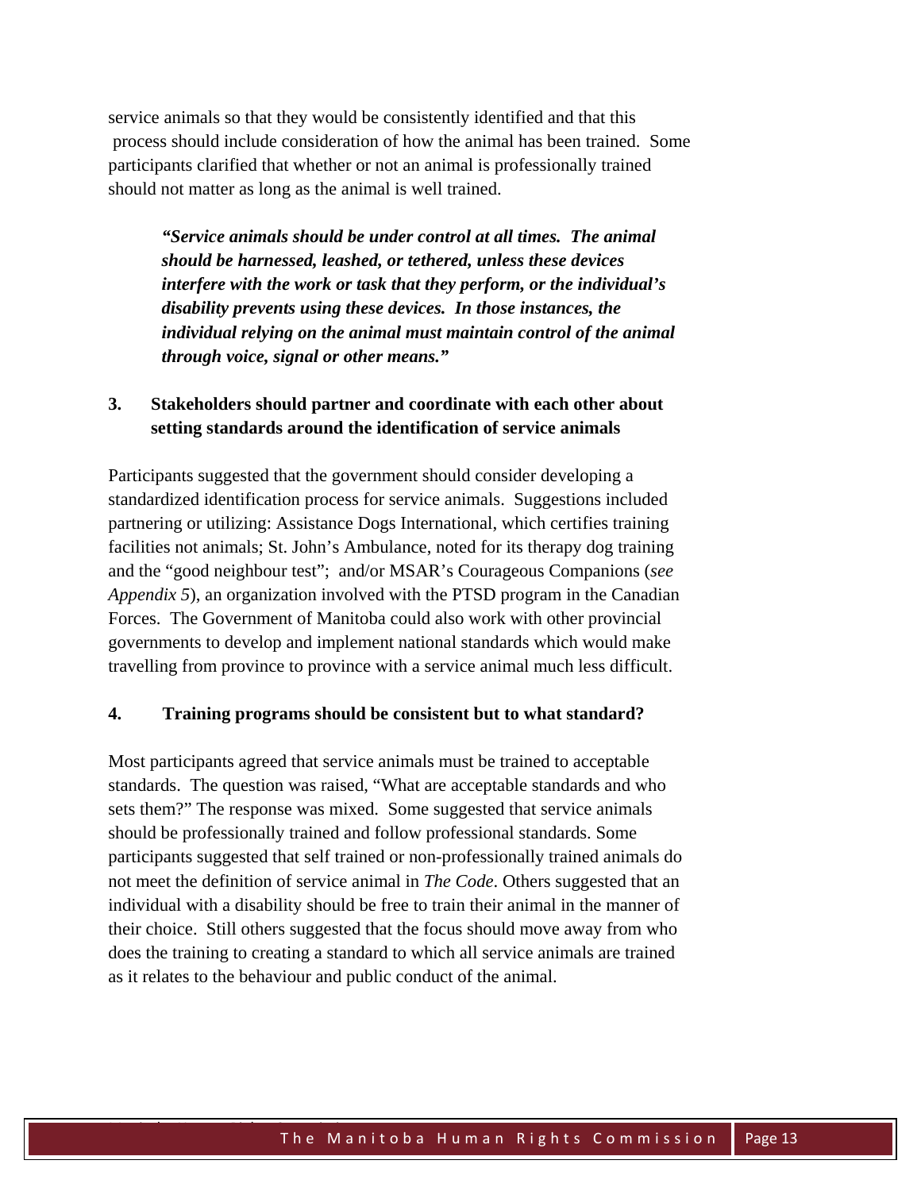service animals so that they would be consistently identified and that this process should include consideration of how the animal has been trained. Some participants clarified that whether or not an animal is professionally trained should not matter as long as the animal is well trained.

> ***"Service animals should be under control at all times. The animal should be harnessed, leashed, or tethered, unless these devices interfere with the work or task that they perform, or the individual's disability prevents using these devices. In those instances, the individual relying on the animal must maintain control of the animal through voice, signal or other means."***

### 3. Stakeholders should partner and coordinate with each other about setting standards around the identification of service animals

Participants suggested that the government should consider developing a standardized identification process for service animals. Suggestions included partnering or utilizing: Assistance Dogs International, which certifies training facilities not animals; St. John's Ambulance, noted for its therapy dog training and the "good neighbour test"; and/or MSAR's Courageous Companions (*see Appendix 5*), an organization involved with the PTSD program in the Canadian Forces. The Government of Manitoba could also work with other provincial governments to develop and implement national standards which would make travelling from province to province with a service animal much less difficult.

### 4. Training programs should be consistent but to what standard?

Most participants agreed that service animals must be trained to acceptable standards. The question was raised, "What are acceptable standards and who sets them?" The response was mixed. Some suggested that service animals should be professionally trained and follow professional standards. Some participants suggested that self trained or non-professionally trained animals do not meet the definition of service animal in *The Code*. Others suggested that an individual with a disability should be free to train their animal in the manner of their choice. Still others suggested that the focus should move away from who does the training to creating a standard to which all service animals are trained as it relates to the behaviour and public conduct of the animal.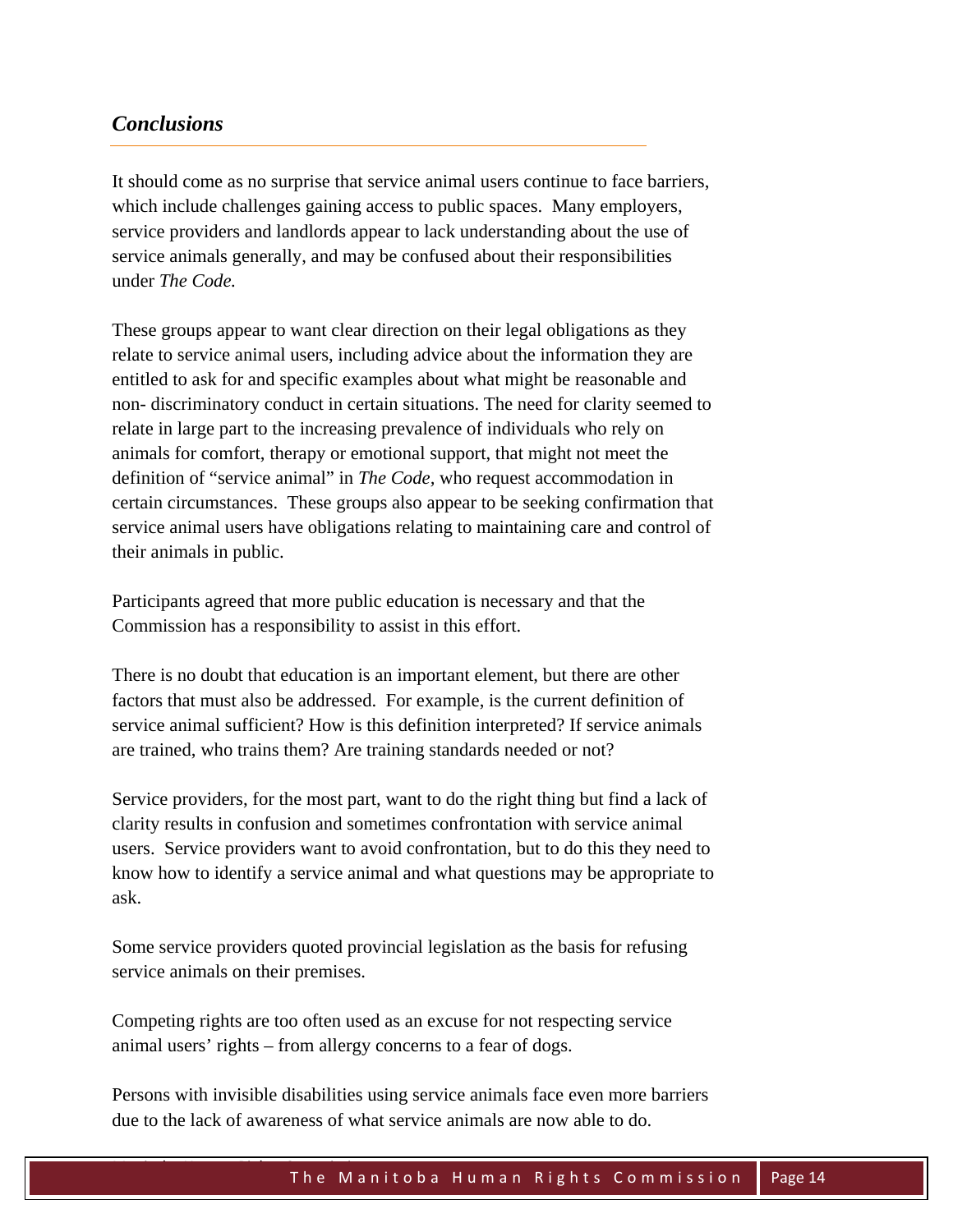## *Conclusions*

It should come as no surprise that service animal users continue to face barriers, which include challenges gaining access to public spaces. Many employers, service providers and landlords appear to lack understanding about the use of service animals generally, and may be confused about their responsibilities under *The Code.*

These groups appear to want clear direction on their legal obligations as they relate to service animal users, including advice about the information they are entitled to ask for and specific examples about what might be reasonable and non- discriminatory conduct in certain situations. The need for clarity seemed to relate in large part to the increasing prevalence of individuals who rely on animals for comfort, therapy or emotional support, that might not meet the definition of "service animal" in *The Code*, who request accommodation in certain circumstances. These groups also appear to be seeking confirmation that service animal users have obligations relating to maintaining care and control of their animals in public.

Participants agreed that more public education is necessary and that the Commission has a responsibility to assist in this effort.

There is no doubt that education is an important element, but there are other factors that must also be addressed. For example, is the current definition of service animal sufficient? How is this definition interpreted? If service animals are trained, who trains them? Are training standards needed or not?

Service providers, for the most part, want to do the right thing but find a lack of clarity results in confusion and sometimes confrontation with service animal users. Service providers want to avoid confrontation, but to do this they need to know how to identify a service animal and what questions may be appropriate to ask.

Some service providers quoted provincial legislation as the basis for refusing service animals on their premises.

Competing rights are too often used as an excuse for not respecting service animal users' rights – from allergy concerns to a fear of dogs.

Persons with invisible disabilities using service animals face even more barriers due to the lack of awareness of what service animals are now able to do.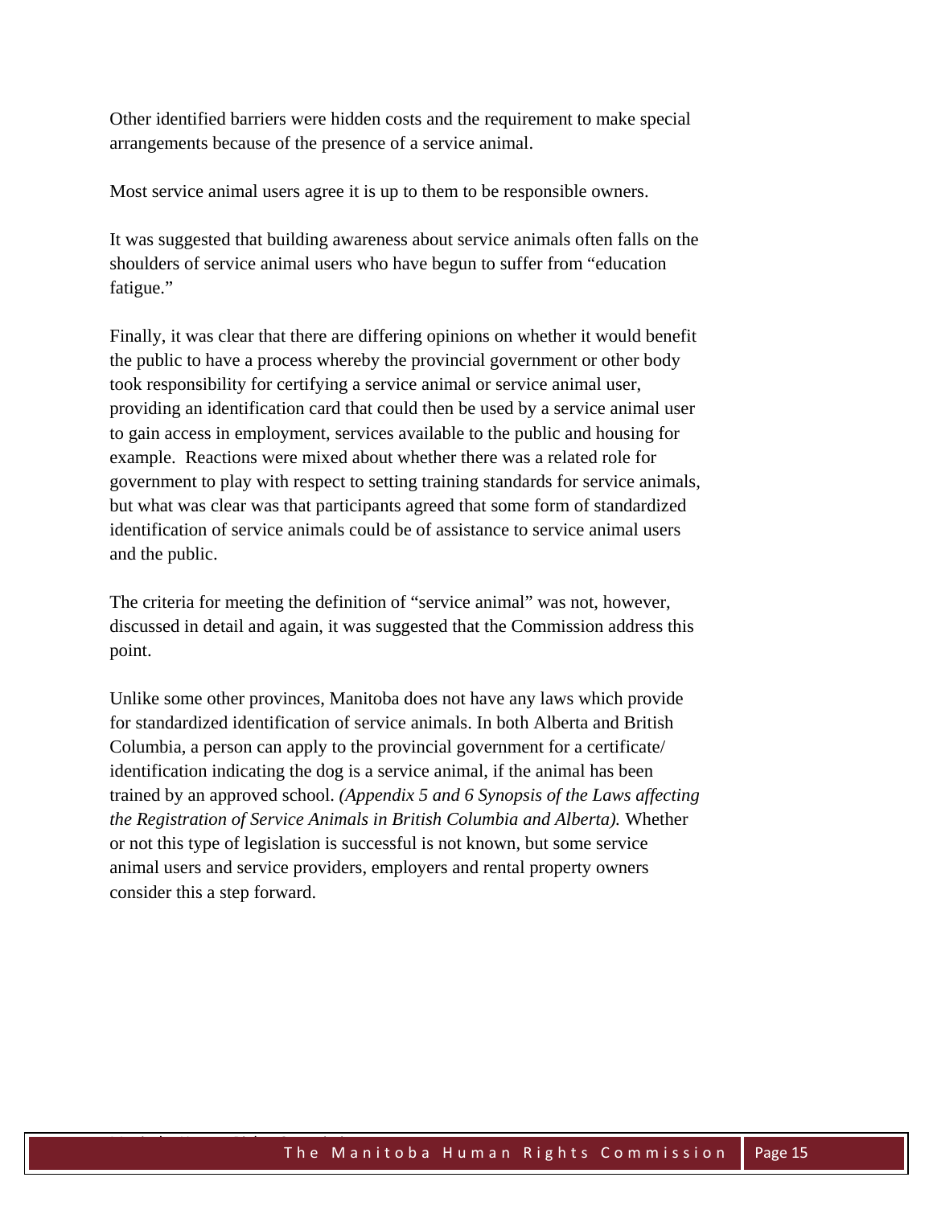Other identified barriers were hidden costs and the requirement to make special arrangements because of the presence of a service animal.

Most service animal users agree it is up to them to be responsible owners.

It was suggested that building awareness about service animals often falls on the shoulders of service animal users who have begun to suffer from "education fatigue."

Finally, it was clear that there are differing opinions on whether it would benefit the public to have a process whereby the provincial government or other body took responsibility for certifying a service animal or service animal user, providing an identification card that could then be used by a service animal user to gain access in employment, services available to the public and housing for example. Reactions were mixed about whether there was a related role for government to play with respect to setting training standards for service animals, but what was clear was that participants agreed that some form of standardized identification of service animals could be of assistance to service animal users and the public.

The criteria for meeting the definition of "service animal" was not, however, discussed in detail and again, it was suggested that the Commission address this point.

Unlike some other provinces, Manitoba does not have any laws which provide for standardized identification of service animals. In both Alberta and British Columbia, a person can apply to the provincial government for a certificate/ identification indicating the dog is a service animal, if the animal has been trained by an approved school. *(Appendix 5 and 6 Synopsis of the Laws affecting the Registration of Service Animals in British Columbia and Alberta).* Whether or not this type of legislation is successful is not known, but some service animal users and service providers, employers and rental property owners consider this a step forward.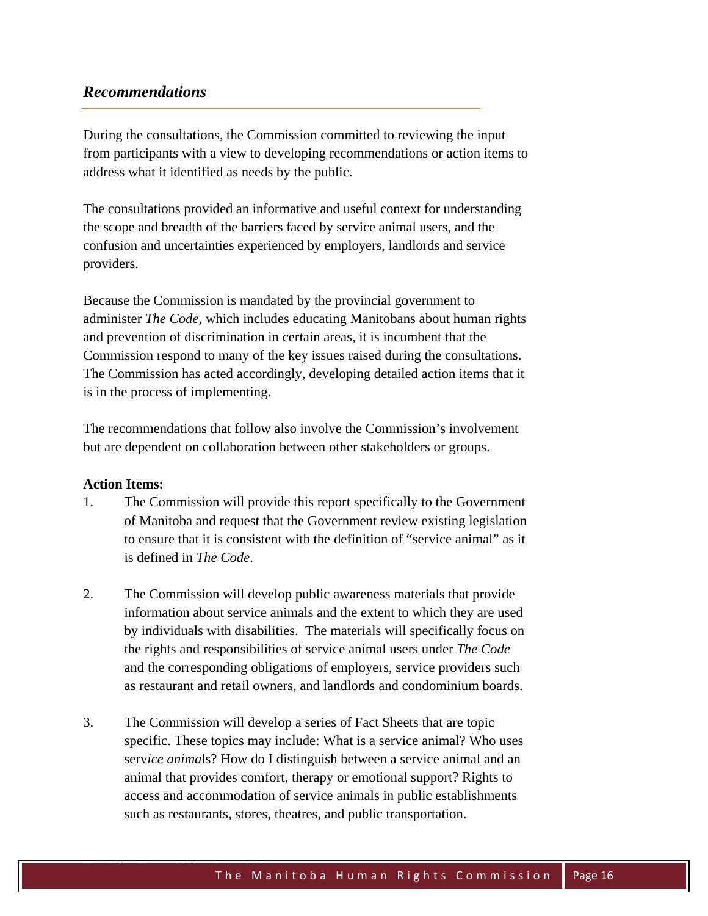## *Recommendations*

During the consultations, the Commission committed to reviewing the input from participants with a view to developing recommendations or action items to address what it identified as needs by the public.

The consultations provided an informative and useful context for understanding the scope and breadth of the barriers faced by service animal users, and the confusion and uncertainties experienced by employers, landlords and service providers.

Because the Commission is mandated by the provincial government to administer *The Code*, which includes educating Manitobans about human rights and prevention of discrimination in certain areas, it is incumbent that the Commission respond to many of the key issues raised during the consultations. The Commission has acted accordingly, developing detailed action items that it is in the process of implementing.

The recommendations that follow also involve the Commission's involvement but are dependent on collaboration between other stakeholders or groups.

**Action Items:**

1. The Commission will provide this report specifically to the Government of Manitoba and request that the Government review existing legislation to ensure that it is consistent with the definition of "service animal" as it is defined in *The Code*.

2. The Commission will develop public awareness materials that provide information about service animals and the extent to which they are used by individuals with disabilities. The materials will specifically focus on the rights and responsibilities of service animal users under *The Code* and the corresponding obligations of employers, service providers such as restaurant and retail owners, and landlords and condominium boards.

3. The Commission will develop a series of Fact Sheets that are topic specific. These topics may include: What is a service animal? Who uses service animals? How do I distinguish between a service animal and an animal that provides comfort, therapy or emotional support? Rights to access and accommodation of service animals in public establishments such as restaurants, stores, theatres, and public transportation.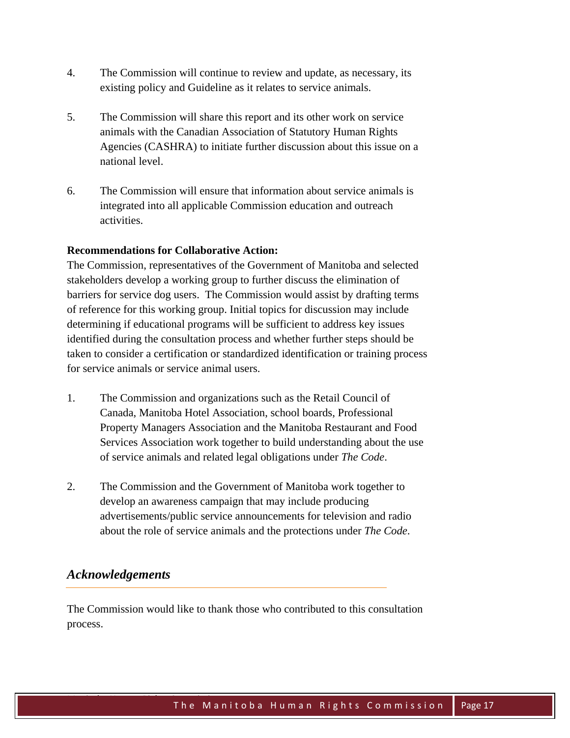4. The Commission will continue to review and update, as necessary, its existing policy and Guideline as it relates to service animals.

5. The Commission will share this report and its other work on service animals with the Canadian Association of Statutory Human Rights Agencies (CASHRA) to initiate further discussion about this issue on a national level.

6. The Commission will ensure that information about service animals is integrated into all applicable Commission education and outreach activities.

**Recommendations for Collaborative Action:**

The Commission, representatives of the Government of Manitoba and selected stakeholders develop a working group to further discuss the elimination of barriers for service dog users. The Commission would assist by drafting terms of reference for this working group. Initial topics for discussion may include determining if educational programs will be sufficient to address key issues identified during the consultation process and whether further steps should be taken to consider a certification or standardized identification or training process for service animals or service animal users.

1. The Commission and organizations such as the Retail Council of Canada, Manitoba Hotel Association, school boards, Professional Property Managers Association and the Manitoba Restaurant and Food Services Association work together to build understanding about the use of service animals and related legal obligations under *The Code*.

2. The Commission and the Government of Manitoba work together to develop an awareness campaign that may include producing advertisements/public service announcements for television and radio about the role of service animals and the protections under *The Code*.

## *Acknowledgements*

The Commission would like to thank those who contributed to this consultation process.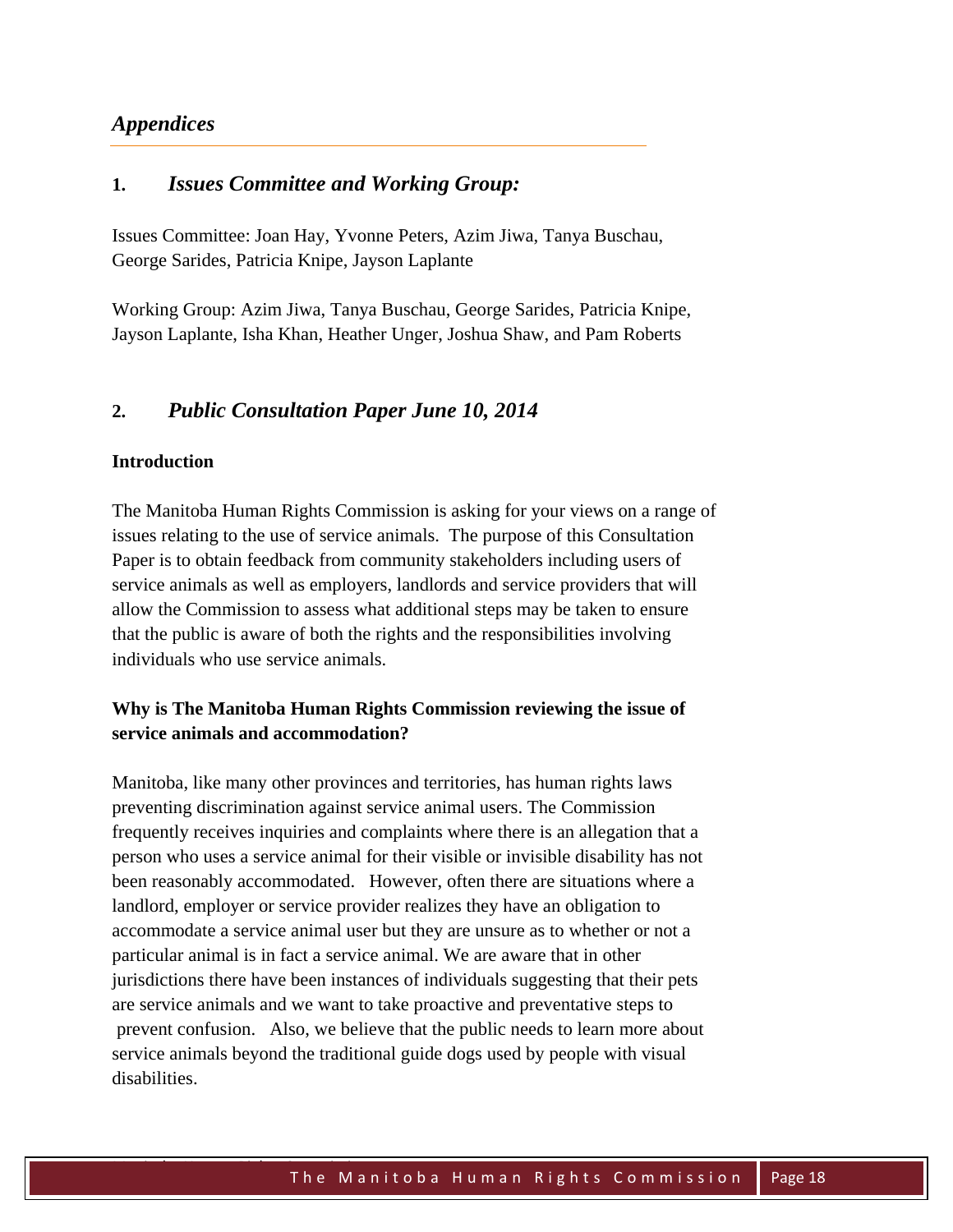## *Appendices*

### 1. *Issues Committee and Working Group:*

Issues Committee: Joan Hay, Yvonne Peters, Azim Jiwa, Tanya Buschau, George Sarides, Patricia Knipe, Jayson Laplante

Working Group: Azim Jiwa, Tanya Buschau, George Sarides, Patricia Knipe, Jayson Laplante, Isha Khan, Heather Unger, Joshua Shaw, and Pam Roberts

### 2. *Public Consultation Paper June 10, 2014*

**Introduction**

The Manitoba Human Rights Commission is asking for your views on a range of issues relating to the use of service animals. The purpose of this Consultation Paper is to obtain feedback from community stakeholders including users of service animals as well as employers, landlords and service providers that will allow the Commission to assess what additional steps may be taken to ensure that the public is aware of both the rights and the responsibilities involving individuals who use service animals.

**Why is The Manitoba Human Rights Commission reviewing the issue of service animals and accommodation?**

Manitoba, like many other provinces and territories, has human rights laws preventing discrimination against service animal users. The Commission frequently receives inquiries and complaints where there is an allegation that a person who uses a service animal for their visible or invisible disability has not been reasonably accommodated. However, often there are situations where a landlord, employer or service provider realizes they have an obligation to accommodate a service animal user but they are unsure as to whether or not a particular animal is in fact a service animal. We are aware that in other jurisdictions there have been instances of individuals suggesting that their pets are service animals and we want to take proactive and preventative steps to prevent confusion. Also, we believe that the public needs to learn more about service animals beyond the traditional guide dogs used by people with visual disabilities.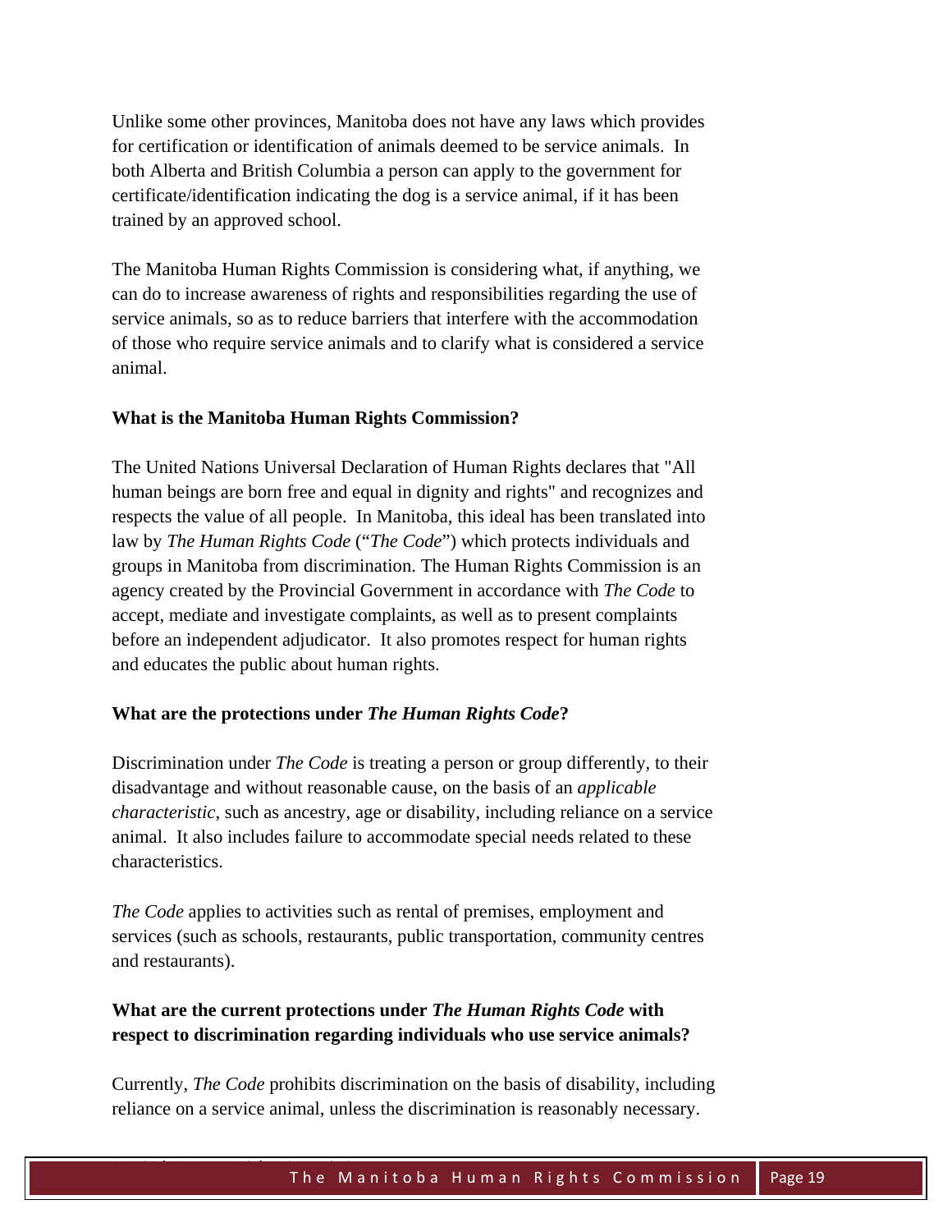Unlike some other provinces, Manitoba does not have any laws which provides for certification or identification of animals deemed to be service animals. In both Alberta and British Columbia a person can apply to the government for certificate/identification indicating the dog is a service animal, if it has been trained by an approved school.

The Manitoba Human Rights Commission is considering what, if anything, we can do to increase awareness of rights and responsibilities regarding the use of service animals, so as to reduce barriers that interfere with the accommodation of those who require service animals and to clarify what is considered a service animal.

**What is the Manitoba Human Rights Commission?**

The United Nations Universal Declaration of Human Rights declares that "All human beings are born free and equal in dignity and rights" and recognizes and respects the value of all people. In Manitoba, this ideal has been translated into law by *The Human Rights Code* ("*The Code*") which protects individuals and groups in Manitoba from discrimination. The Human Rights Commission is an agency created by the Provincial Government in accordance with *The Code* to accept, mediate and investigate complaints, as well as to present complaints before an independent adjudicator. It also promotes respect for human rights and educates the public about human rights.

**What are the protections under *The Human Rights Code*?**

Discrimination under *The Code* is treating a person or group differently, to their disadvantage and without reasonable cause, on the basis of an *applicable characteristic*, such as ancestry, age or disability, including reliance on a service animal. It also includes failure to accommodate special needs related to these characteristics.

*The Code* applies to activities such as rental of premises, employment and services (such as schools, restaurants, public transportation, community centres and restaurants).

**What are the current protections under *The Human Rights Code* with respect to discrimination regarding individuals who use service animals?**

Currently, *The Code* prohibits discrimination on the basis of disability, including reliance on a service animal, unless the discrimination is reasonably necessary.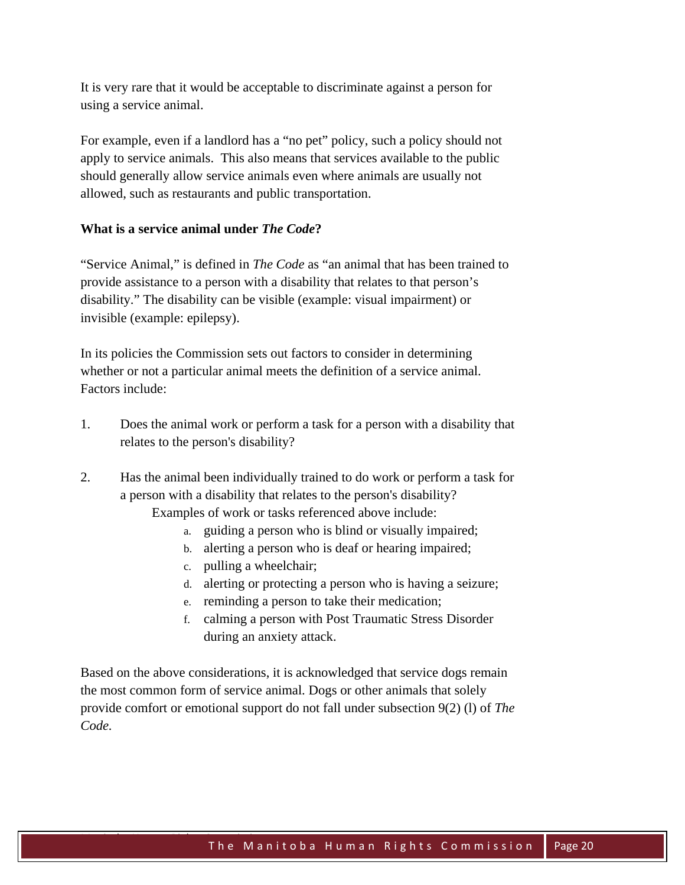It is very rare that it would be acceptable to discriminate against a person for using a service animal.

For example, even if a landlord has a "no pet" policy, such a policy should not apply to service animals. This also means that services available to the public should generally allow service animals even where animals are usually not allowed, such as restaurants and public transportation.

**What is a service animal under *The Code*?**

"Service Animal," is defined in *The Code* as "an animal that has been trained to provide assistance to a person with a disability that relates to that person's disability." The disability can be visible (example: visual impairment) or invisible (example: epilepsy).

In its policies the Commission sets out factors to consider in determining whether or not a particular animal meets the definition of a service animal. Factors include:

1. Does the animal work or perform a task for a person with a disability that relates to the person's disability?

2. Has the animal been individually trained to do work or perform a task for a person with a disability that relates to the person's disability?

   Examples of work or tasks referenced above include:

   a. guiding a person who is blind or visually impaired;
   b. alerting a person who is deaf or hearing impaired;
   c. pulling a wheelchair;
   d. alerting or protecting a person who is having a seizure;
   e. reminding a person to take their medication;
   f. calming a person with Post Traumatic Stress Disorder during an anxiety attack.

Based on the above considerations, it is acknowledged that service dogs remain the most common form of service animal. Dogs or other animals that solely provide comfort or emotional support do not fall under subsection 9(2) (l) of *The Code.*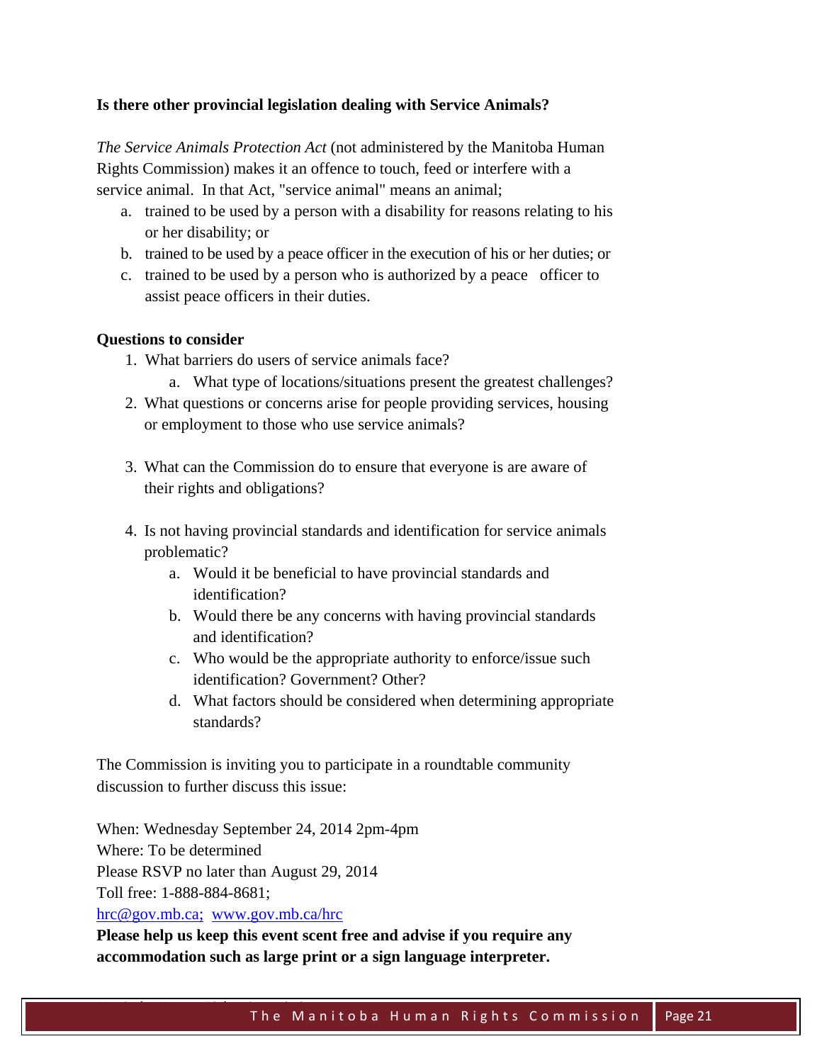**Is there other provincial legislation dealing with Service Animals?**

*The Service Animals Protection Act* (not administered by the Manitoba Human Rights Commission) makes it an offence to touch, feed or interfere with a service animal. In that Act, "service animal" means an animal;

a. trained to be used by a person with a disability for reasons relating to his or her disability; or
b. trained to be used by a peace officer in the execution of his or her duties; or
c. trained to be used by a person who is authorized by a peace officer to assist peace officers in their duties.

**Questions to consider**

1. What barriers do users of service animals face?
   a. What type of locations/situations present the greatest challenges?
2. What questions or concerns arise for people providing services, housing or employment to those who use service animals?
3. What can the Commission do to ensure that everyone is are aware of their rights and obligations?
4. Is not having provincial standards and identification for service animals problematic?
   a. Would it be beneficial to have provincial standards and identification?
   b. Would there be any concerns with having provincial standards and identification?
   c. Who would be the appropriate authority to enforce/issue such identification? Government? Other?
   d. What factors should be considered when determining appropriate standards?

The Commission is inviting you to participate in a roundtable community discussion to further discuss this issue:

When: Wednesday September 24, 2014 2pm-4pm
Where: To be determined
Please RSVP no later than August 29, 2014
Toll free: 1-888-884-8681;
hrc@gov.mb.ca; www.gov.mb.ca/hrc

**Please help us keep this event scent free and advise if you require any accommodation such as large print or a sign language interpreter.**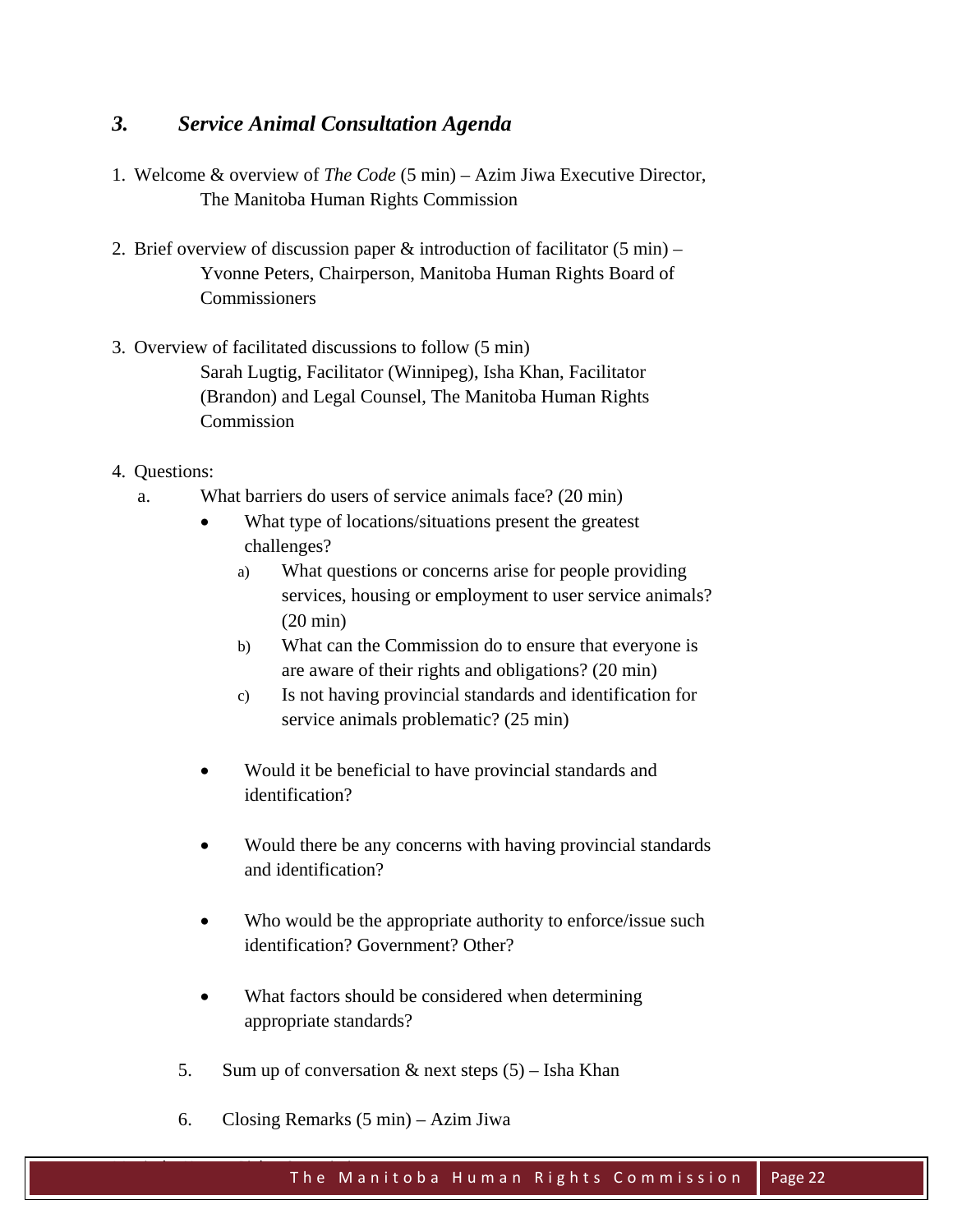## *3. Service Animal Consultation Agenda*

1. Welcome & overview of *The Code* (5 min) – Azim Jiwa Executive Director, The Manitoba Human Rights Commission

2. Brief overview of discussion paper & introduction of facilitator (5 min) – Yvonne Peters, Chairperson, Manitoba Human Rights Board of Commissioners

3. Overview of facilitated discussions to follow (5 min)
   Sarah Lugtig, Facilitator (Winnipeg), Isha Khan, Facilitator (Brandon) and Legal Counsel, The Manitoba Human Rights Commission

4. Questions:
   a. What barriers do users of service animals face? (20 min)
      - What type of locations/situations present the greatest challenges?
         a) What questions or concerns arise for people providing services, housing or employment to user service animals? (20 min)
         b) What can the Commission do to ensure that everyone is are aware of their rights and obligations? (20 min)
         c) Is not having provincial standards and identification for service animals problematic? (25 min)
      - Would it be beneficial to have provincial standards and identification?
      - Would there be any concerns with having provincial standards and identification?
      - Who would be the appropriate authority to enforce/issue such identification? Government? Other?
      - What factors should be considered when determining appropriate standards?

5. Sum up of conversation & next steps (5) – Isha Khan

6. Closing Remarks (5 min) – Azim Jiwa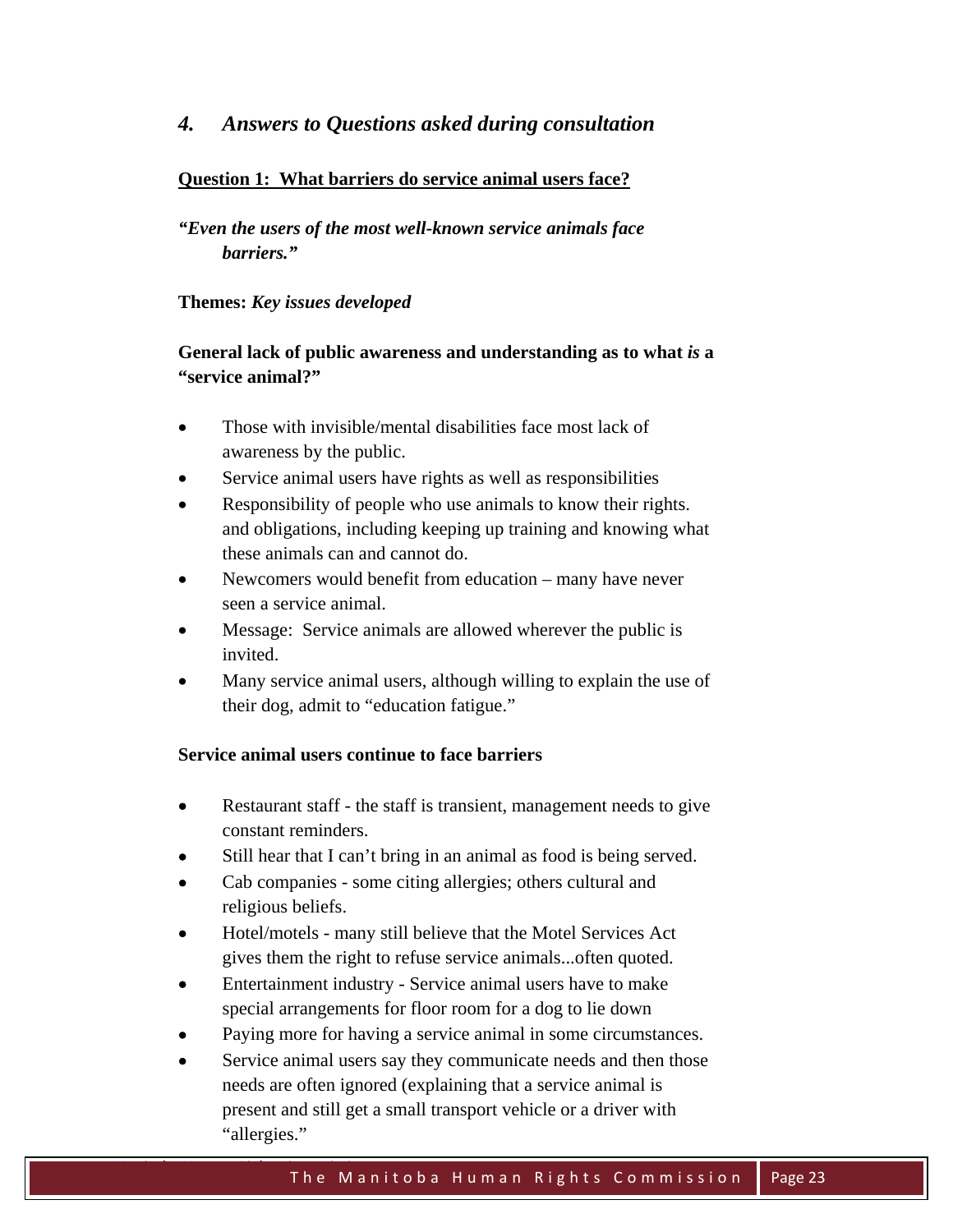## *4. Answers to Questions asked during consultation*

**<u>Question 1: What barriers do service animal users face?</u>**

***"Even the users of the most well-known service animals face barriers."***

**Themes:** ***Key issues developed***

**General lack of public awareness and understanding as to what *is* a "service animal?"**

- Those with invisible/mental disabilities face most lack of awareness by the public.
- Service animal users have rights as well as responsibilities
- Responsibility of people who use animals to know their rights. and obligations, including keeping up training and knowing what these animals can and cannot do.
- Newcomers would benefit from education – many have never seen a service animal.
- Message: Service animals are allowed wherever the public is invited.
- Many service animal users, although willing to explain the use of their dog, admit to "education fatigue."

**Service animal users continue to face barriers**

- Restaurant staff - the staff is transient, management needs to give constant reminders.
- Still hear that I can't bring in an animal as food is being served.
- Cab companies - some citing allergies; others cultural and religious beliefs.
- Hotel/motels - many still believe that the Motel Services Act gives them the right to refuse service animals...often quoted.
- Entertainment industry - Service animal users have to make special arrangements for floor room for a dog to lie down
- Paying more for having a service animal in some circumstances.
- Service animal users say they communicate needs and then those needs are often ignored (explaining that a service animal is present and still get a small transport vehicle or a driver with "allergies."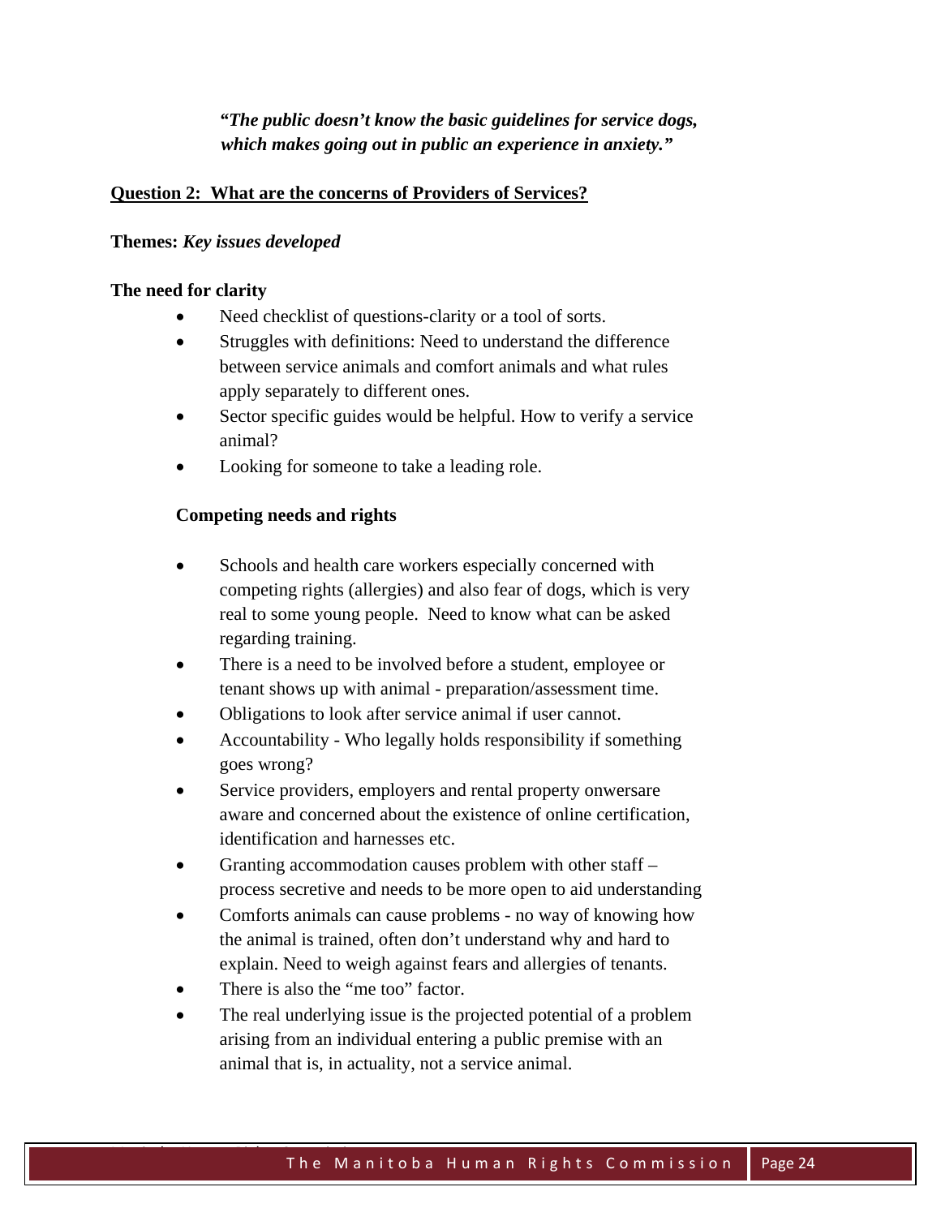***"The public doesn't know the basic guidelines for service dogs, which makes going out in public an experience in anxiety."***

**<u>Question 2: What are the concerns of Providers of Services?</u>**

**Themes:** ***Key issues developed***

**The need for clarity**

- Need checklist of questions-clarity or a tool of sorts.
- Struggles with definitions: Need to understand the difference between service animals and comfort animals and what rules apply separately to different ones.
- Sector specific guides would be helpful. How to verify a service animal?
- Looking for someone to take a leading role.

**Competing needs and rights**

- Schools and health care workers especially concerned with competing rights (allergies) and also fear of dogs, which is very real to some young people. Need to know what can be asked regarding training.
- There is a need to be involved before a student, employee or tenant shows up with animal - preparation/assessment time.
- Obligations to look after service animal if user cannot.
- Accountability - Who legally holds responsibility if something goes wrong?
- Service providers, employers and rental property onwersare aware and concerned about the existence of online certification, identification and harnesses etc.
- Granting accommodation causes problem with other staff – process secretive and needs to be more open to aid understanding
- Comforts animals can cause problems - no way of knowing how the animal is trained, often don't understand why and hard to explain. Need to weigh against fears and allergies of tenants.
- There is also the "me too" factor.
- The real underlying issue is the projected potential of a problem arising from an individual entering a public premise with an animal that is, in actuality, not a service animal.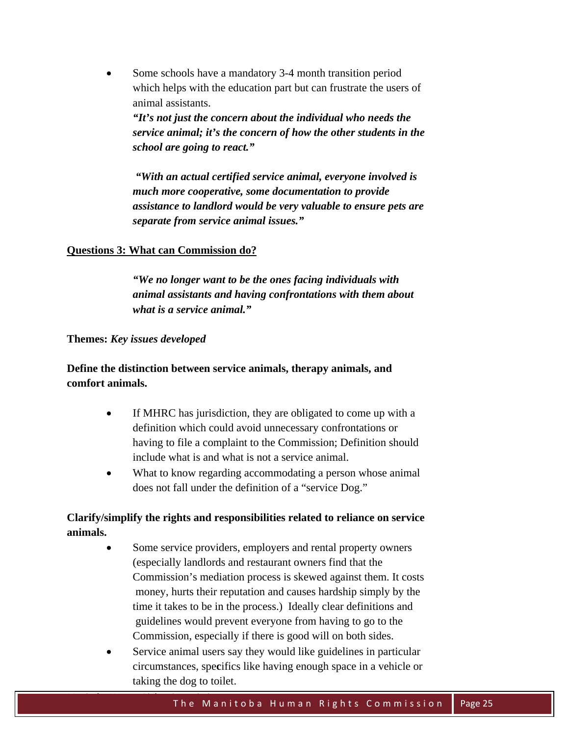- Some schools have a mandatory 3-4 month transition period which helps with the education part but can frustrate the users of animal assistants.

  ***"It's not just the concern about the individual who needs the service animal; it's the concern of how the other students in the school are going to react."***

  ***"With an actual certified service animal, everyone involved is much more cooperative, some documentation to provide assistance to landlord would be very valuable to ensure pets are separate from service animal issues."***

**Questions 3: What can Commission do?**

> ***"We no longer want to be the ones facing individuals with animal assistants and having confrontations with them about what is a service animal."***

**Themes:** ***Key issues developed***

**Define the distinction between service animals, therapy animals, and comfort animals.**

- If MHRC has jurisdiction, they are obligated to come up with a definition which could avoid unnecessary confrontations or having to file a complaint to the Commission; Definition should include what is and what is not a service animal.
- What to know regarding accommodating a person whose animal does not fall under the definition of a "service Dog."

**Clarify/simplify the rights and responsibilities related to reliance on service animals.**

- Some service providers, employers and rental property owners (especially landlords and restaurant owners find that the Commission's mediation process is skewed against them. It costs money, hurts their reputation and causes hardship simply by the time it takes to be in the process.) Ideally clear definitions and guidelines would prevent everyone from having to go to the Commission, especially if there is good will on both sides.
- Service animal users say they would like guidelines in particular circumstances, specifics like having enough space in a vehicle or taking the dog to toilet.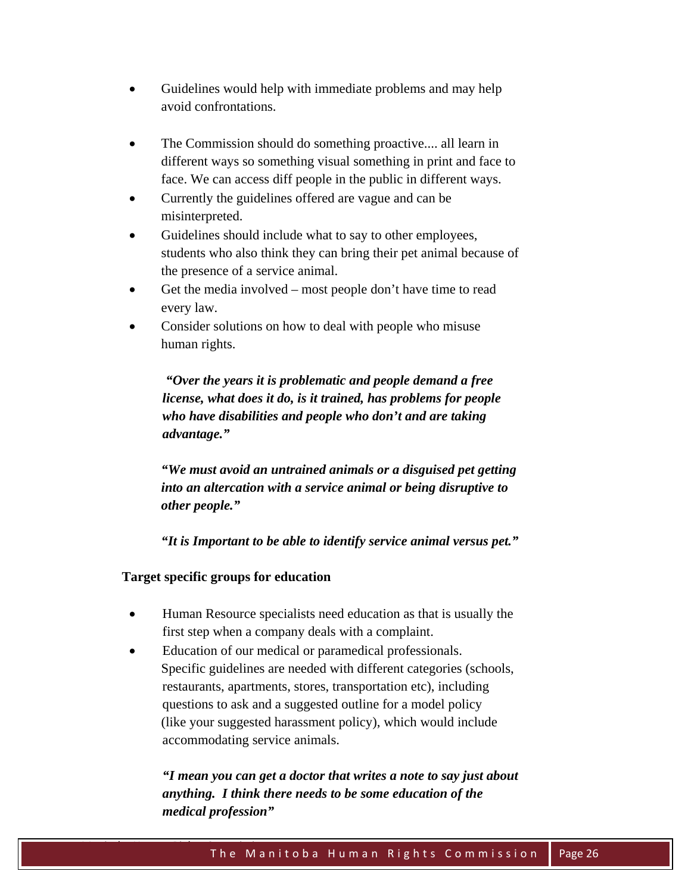- Guidelines would help with immediate problems and may help avoid confrontations.
- The Commission should do something proactive.... all learn in different ways so something visual something in print and face to face. We can access diff people in the public in different ways.
- Currently the guidelines offered are vague and can be misinterpreted.
- Guidelines should include what to say to other employees, students who also think they can bring their pet animal because of the presence of a service animal.
- Get the media involved – most people don't have time to read every law.
- Consider solutions on how to deal with people who misuse human rights.

> ***"Over the years it is problematic and people demand a free license, what does it do, is it trained, has problems for people who have disabilities and people who don't and are taking advantage."***
>
> ***"We must avoid an untrained animals or a disguised pet getting into an altercation with a service animal or being disruptive to other people."***
>
> ***"It is Important to be able to identify service animal versus pet."***

**Target specific groups for education**

- Human Resource specialists need education as that is usually the first step when a company deals with a complaint.
- Education of our medical or paramedical professionals. Specific guidelines are needed with different categories (schools, restaurants, apartments, stores, transportation etc), including questions to ask and a suggested outline for a model policy (like your suggested harassment policy), which would include accommodating service animals.

> ***"I mean you can get a doctor that writes a note to say just about anything. I think there needs to be some education of the medical profession"***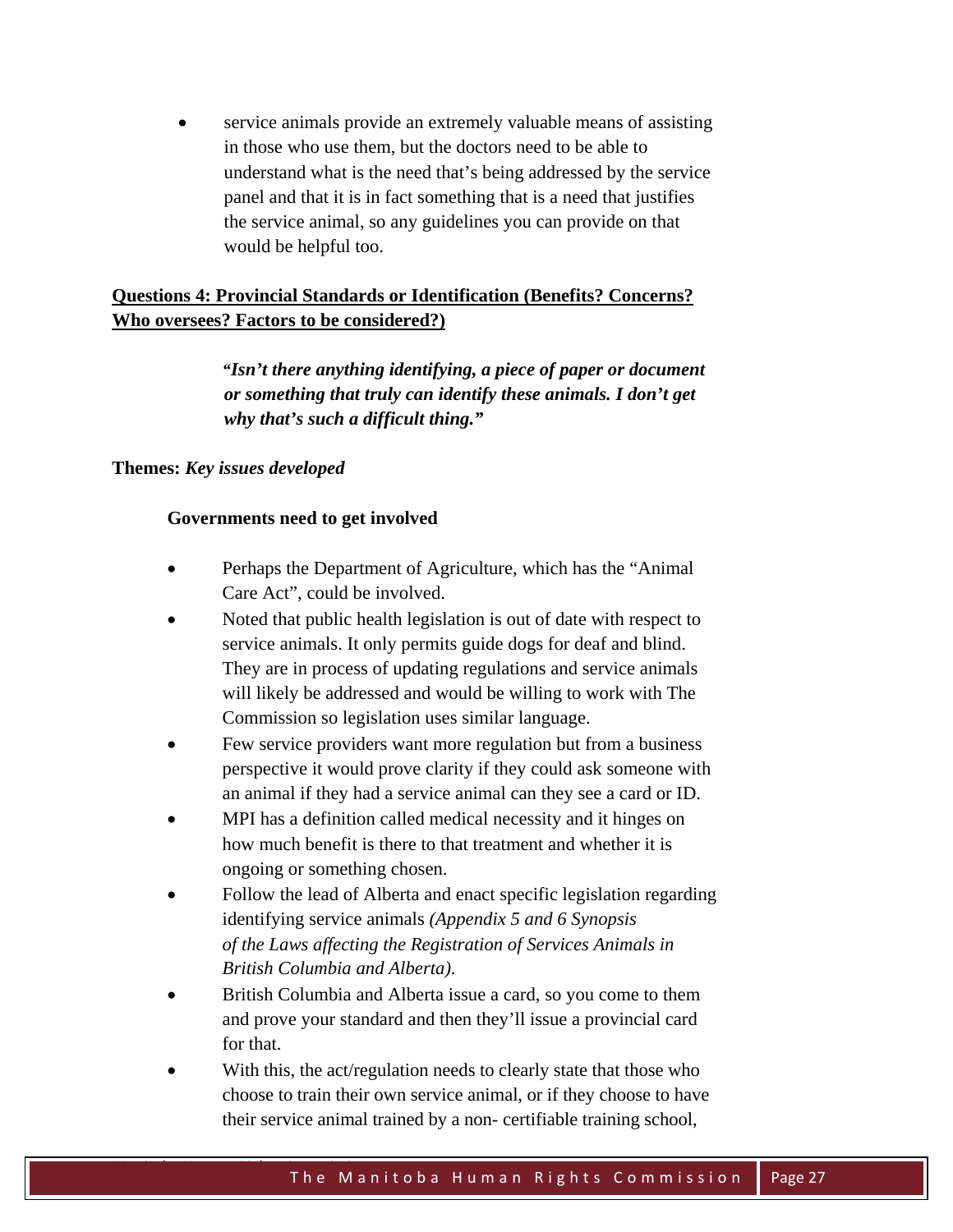- service animals provide an extremely valuable means of assisting in those who use them, but the doctors need to be able to understand what is the need that's being addressed by the service panel and that it is in fact something that is a need that justifies the service animal, so any guidelines you can provide on that would be helpful too.

**Questions 4: Provincial Standards or Identification (Benefits? Concerns? Who oversees? Factors to be considered?)**

> ***"Isn't there anything identifying, a piece of paper or document or something that truly can identify these animals. I don't get why that's such a difficult thing."***

**Themes:** ***Key issues developed***

**Governments need to get involved**

- Perhaps the Department of Agriculture, which has the "Animal Care Act", could be involved.
- Noted that public health legislation is out of date with respect to service animals. It only permits guide dogs for deaf and blind. They are in process of updating regulations and service animals will likely be addressed and would be willing to work with The Commission so legislation uses similar language.
- Few service providers want more regulation but from a business perspective it would prove clarity if they could ask someone with an animal if they had a service animal can they see a card or ID.
- MPI has a definition called medical necessity and it hinges on how much benefit is there to that treatment and whether it is ongoing or something chosen.
- Follow the lead of Alberta and enact specific legislation regarding identifying service animals *(Appendix 5 and 6 Synopsis of the Laws affecting the Registration of Services Animals in British Columbia and Alberta).*
- British Columbia and Alberta issue a card, so you come to them and prove your standard and then they'll issue a provincial card for that.
- With this, the act/regulation needs to clearly state that those who choose to train their own service animal, or if they choose to have their service animal trained by a non- certifiable training school,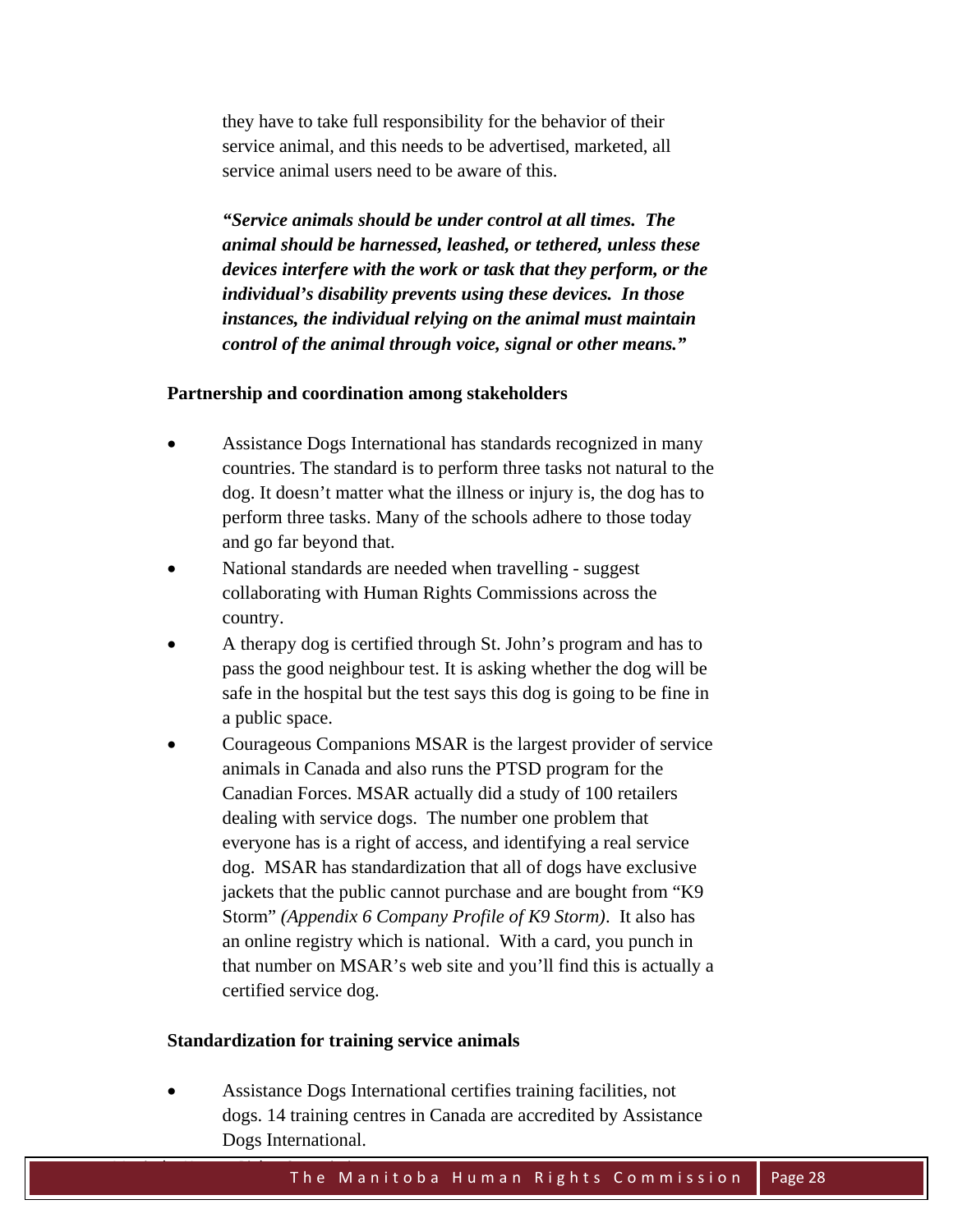they have to take full responsibility for the behavior of their service animal, and this needs to be advertised, marketed, all service animal users need to be aware of this.

***"Service animals should be under control at all times. The animal should be harnessed, leashed, or tethered, unless these devices interfere with the work or task that they perform, or the individual's disability prevents using these devices. In those instances, the individual relying on the animal must maintain control of the animal through voice, signal or other means."***

**Partnership and coordination among stakeholders**

- Assistance Dogs International has standards recognized in many countries. The standard is to perform three tasks not natural to the dog. It doesn't matter what the illness or injury is, the dog has to perform three tasks. Many of the schools adhere to those today and go far beyond that.
- National standards are needed when travelling - suggest collaborating with Human Rights Commissions across the country.
- A therapy dog is certified through St. John's program and has to pass the good neighbour test. It is asking whether the dog will be safe in the hospital but the test says this dog is going to be fine in a public space.
- Courageous Companions MSAR is the largest provider of service animals in Canada and also runs the PTSD program for the Canadian Forces. MSAR actually did a study of 100 retailers dealing with service dogs. The number one problem that everyone has is a right of access, and identifying a real service dog. MSAR has standardization that all of dogs have exclusive jackets that the public cannot purchase and are bought from "K9 Storm" *(Appendix 6 Company Profile of K9 Storm)*. It also has an online registry which is national. With a card, you punch in that number on MSAR's web site and you'll find this is actually a certified service dog.

**Standardization for training service animals**

- Assistance Dogs International certifies training facilities, not dogs. 14 training centres in Canada are accredited by Assistance Dogs International.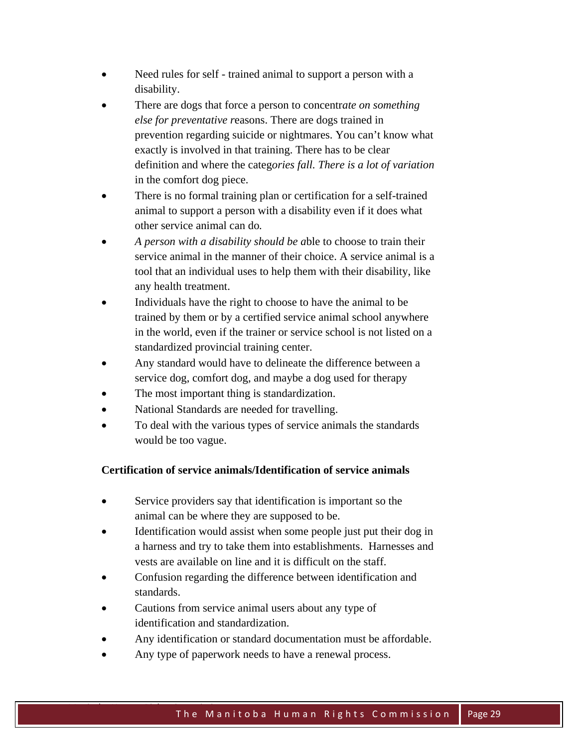- Need rules for self - trained animal to support a person with a disability.
- There are dogs that force a person to concentr*ate on something else for preventative r*easons. There are dogs trained in prevention regarding suicide or nightmares. You can't know what exactly is involved in that training. There has to be clear definition and where the categ*ories fall. There is a lot of variation* in the comfort dog piece.
- There is no formal training plan or certification for a self-trained animal to support a person with a disability even if it does what other service animal can do*.*
- *A person with a disability should be a*ble to choose to train their service animal in the manner of their choice. A service animal is a tool that an individual uses to help them with their disability, like any health treatment.
- Individuals have the right to choose to have the animal to be trained by them or by a certified service animal school anywhere in the world, even if the trainer or service school is not listed on a standardized provincial training center.
- Any standard would have to delineate the difference between a service dog, comfort dog, and maybe a dog used for therapy
- The most important thing is standardization.
- National Standards are needed for travelling.
- To deal with the various types of service animals the standards would be too vague.

**Certification of service animals/Identification of service animals**

- Service providers say that identification is important so the animal can be where they are supposed to be.
- Identification would assist when some people just put their dog in a harness and try to take them into establishments. Harnesses and vests are available on line and it is difficult on the staff.
- Confusion regarding the difference between identification and standards.
- Cautions from service animal users about any type of identification and standardization.
- Any identification or standard documentation must be affordable.
- Any type of paperwork needs to have a renewal process.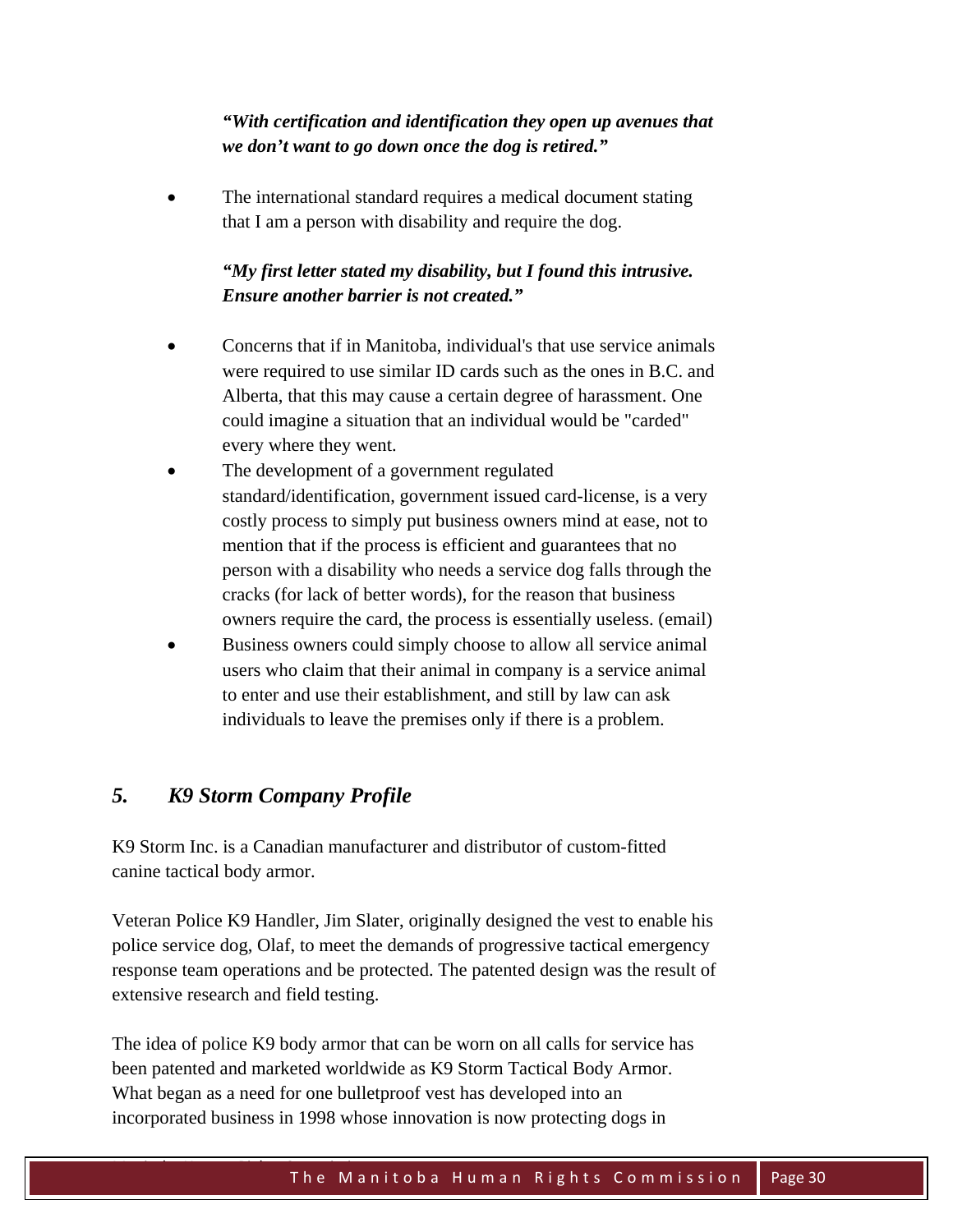***"With certification and identification they open up avenues that we don't want to go down once the dog is retired."***

- The international standard requires a medical document stating that I am a person with disability and require the dog.

***"My first letter stated my disability, but I found this intrusive. Ensure another barrier is not created."***

- Concerns that if in Manitoba, individual's that use service animals were required to use similar ID cards such as the ones in B.C. and Alberta, that this may cause a certain degree of harassment. One could imagine a situation that an individual would be "carded" every where they went.
- The development of a government regulated standard/identification, government issued card-license, is a very costly process to simply put business owners mind at ease, not to mention that if the process is efficient and guarantees that no person with a disability who needs a service dog falls through the cracks (for lack of better words), for the reason that business owners require the card, the process is essentially useless. (email)
- Business owners could simply choose to allow all service animal users who claim that their animal in company is a service animal to enter and use their establishment, and still by law can ask individuals to leave the premises only if there is a problem.

## *5. K9 Storm Company Profile*

K9 Storm Inc. is a Canadian manufacturer and distributor of custom-fitted canine tactical body armor.

Veteran Police K9 Handler, Jim Slater, originally designed the vest to enable his police service dog, Olaf, to meet the demands of progressive tactical emergency response team operations and be protected. The patented design was the result of extensive research and field testing.

The idea of police K9 body armor that can be worn on all calls for service has been patented and marketed worldwide as K9 Storm Tactical Body Armor. What began as a need for one bulletproof vest has developed into an incorporated business in 1998 whose innovation is now protecting dogs in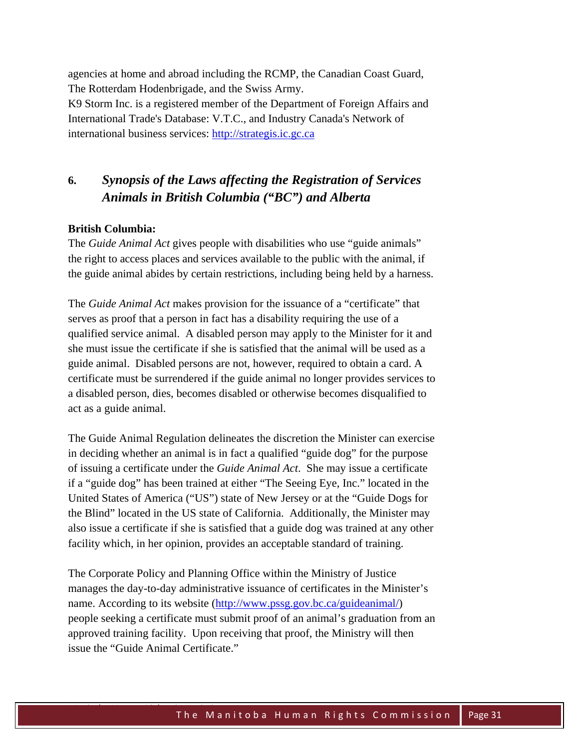agencies at home and abroad including the RCMP, the Canadian Coast Guard, The Rotterdam Hodenbrigade, and the Swiss Army.
K9 Storm Inc. is a registered member of the Department of Foreign Affairs and International Trade's Database: V.T.C., and Industry Canada's Network of international business services: http://strategis.ic.gc.ca

## 6. *Synopsis of the Laws affecting the Registration of Services Animals in British Columbia ("BC") and Alberta*

**British Columbia:**
The *Guide Animal Act* gives people with disabilities who use "guide animals" the right to access places and services available to the public with the animal, if the guide animal abides by certain restrictions, including being held by a harness.

The *Guide Animal Act* makes provision for the issuance of a "certificate" that serves as proof that a person in fact has a disability requiring the use of a qualified service animal. A disabled person may apply to the Minister for it and she must issue the certificate if she is satisfied that the animal will be used as a guide animal. Disabled persons are not, however, required to obtain a card. A certificate must be surrendered if the guide animal no longer provides services to a disabled person, dies, becomes disabled or otherwise becomes disqualified to act as a guide animal.

The Guide Animal Regulation delineates the discretion the Minister can exercise in deciding whether an animal is in fact a qualified "guide dog" for the purpose of issuing a certificate under the *Guide Animal Act*. She may issue a certificate if a "guide dog" has been trained at either "The Seeing Eye, Inc." located in the United States of America ("US") state of New Jersey or at the "Guide Dogs for the Blind" located in the US state of California. Additionally, the Minister may also issue a certificate if she is satisfied that a guide dog was trained at any other facility which, in her opinion, provides an acceptable standard of training.

The Corporate Policy and Planning Office within the Ministry of Justice manages the day-to-day administrative issuance of certificates in the Minister's name. According to its website (http://www.pssg.gov.bc.ca/guideanimal/) people seeking a certificate must submit proof of an animal's graduation from an approved training facility. Upon receiving that proof, the Ministry will then issue the "Guide Animal Certificate."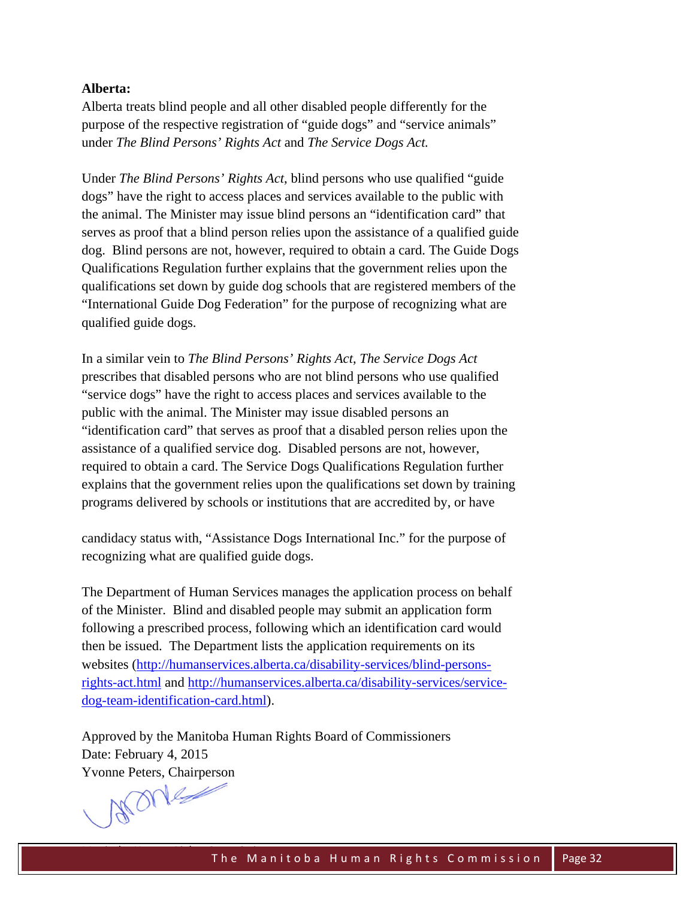**Alberta:**

Alberta treats blind people and all other disabled people differently for the purpose of the respective registration of "guide dogs" and "service animals" under *The Blind Persons' Rights Act* and *The Service Dogs Act.*

Under *The Blind Persons' Rights Act*, blind persons who use qualified "guide dogs" have the right to access places and services available to the public with the animal. The Minister may issue blind persons an "identification card" that serves as proof that a blind person relies upon the assistance of a qualified guide dog. Blind persons are not, however, required to obtain a card. The Guide Dogs Qualifications Regulation further explains that the government relies upon the qualifications set down by guide dog schools that are registered members of the "International Guide Dog Federation" for the purpose of recognizing what are qualified guide dogs.

In a similar vein to *The Blind Persons' Rights Act*, *The Service Dogs Act* prescribes that disabled persons who are not blind persons who use qualified "service dogs" have the right to access places and services available to the public with the animal. The Minister may issue disabled persons an "identification card" that serves as proof that a disabled person relies upon the assistance of a qualified service dog. Disabled persons are not, however, required to obtain a card. The Service Dogs Qualifications Regulation further explains that the government relies upon the qualifications set down by training programs delivered by schools or institutions that are accredited by, or have candidacy status with, "Assistance Dogs International Inc." for the purpose of recognizing what are qualified guide dogs.

The Department of Human Services manages the application process on behalf of the Minister. Blind and disabled people may submit an application form following a prescribed process, following which an identification card would then be issued. The Department lists the application requirements on its websites (http://humanservices.alberta.ca/disability-services/blind-persons-rights-act.html and http://humanservices.alberta.ca/disability-services/service-dog-team-identification-card.html).

Approved by the Manitoba Human Rights Board of Commissioners
Date: February 4, 2015
Yvonne Peters, Chairperson